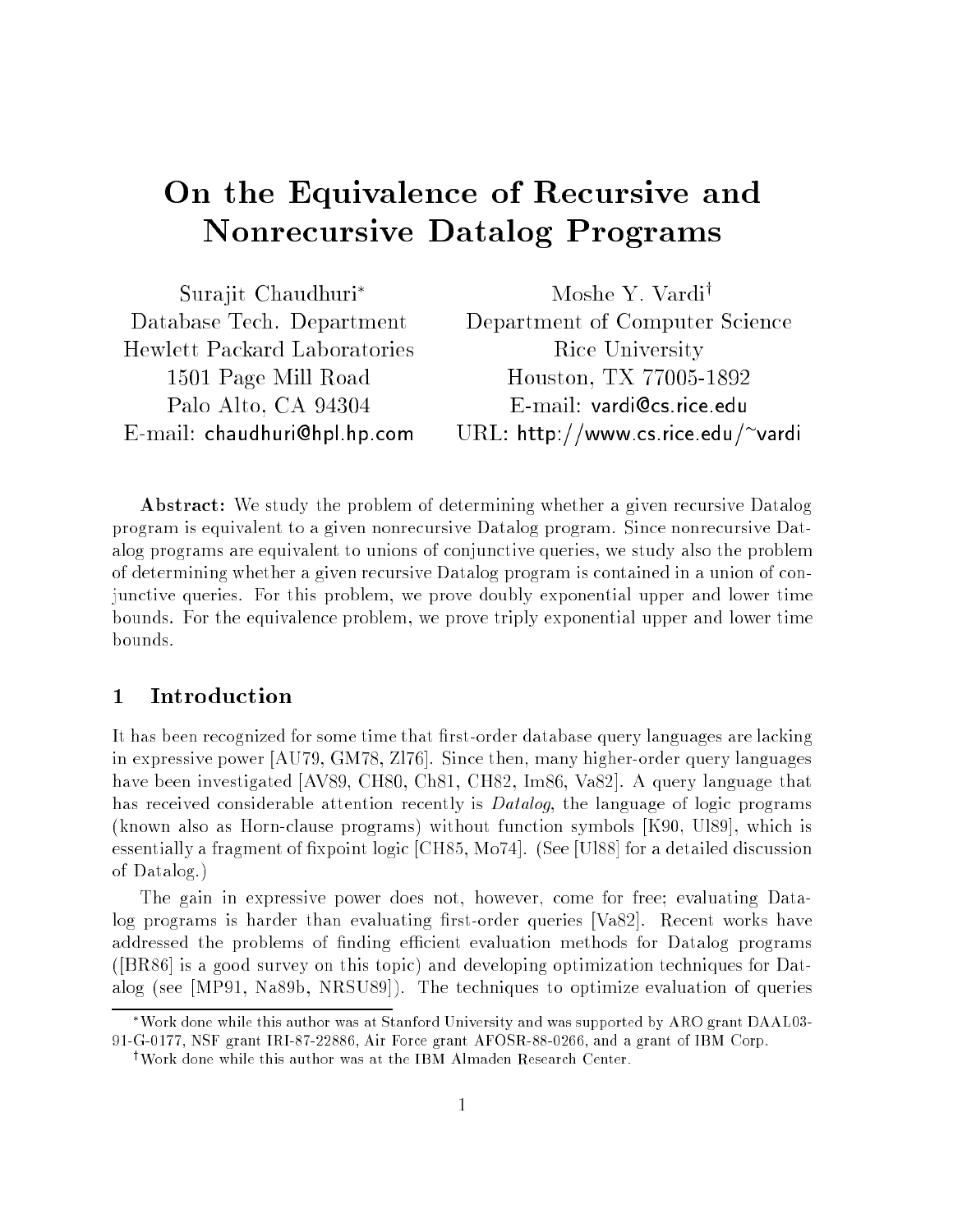# On the Equivalence of Recursive and Nonrecursive Datalog Programs

Surajit Chaudhuri*
Database Tech. Department
Hewlett Packard Laboratories
1501 Page Mill Road
Palo Alto, CA 94304
E-mail: chaudhuri@hpl.hp.com

Moshe Y. Vardi†
Department of Computer Science
Rice University
Houston, TX 77005-1892
E-mail: vardi@cs.rice.edu
URL: http://www.cs.rice.edu/~vardi

**Abstract:** We study the problem of determining whether a given recursive Datalog program is equivalent to a given nonrecursive Datalog program. Since nonrecursive Datalog programs are equivalent to unions of conjunctive queries, we study also the problem of determining whether a given recursive Datalog program is contained in a union of conjunctive queries. For this problem, we prove doubly exponential upper and lower time bounds. For the equivalence problem, we prove triply exponential upper and lower time bounds.

## 1 Introduction

It has been recognized for some time that first-order database query languages are lacking in expressive power [AU79, GM78, Zl76]. Since then, many higher-order query languages have been investigated [AV89, CH80, Ch81, CH82, Im86, Va82]. A query language that has received considerable attention recently is *Datalog*, the language of logic programs (known also as Horn-clause programs) without function symbols [K90, Ul89], which is essentially a fragment of fixpoint logic [CH85, Mo74]. (See [Ul88] for a detailed discussion of Datalog.)

The gain in expressive power does not, however, come for free; evaluating Datalog programs is harder than evaluating first-order queries [Va82]. Recent works have addressed the problems of finding efficient evaluation methods for Datalog programs ([BR86] is a good survey on this topic) and developing optimization techniques for Datalog (see [MP91, Na89b, NRSU89]). The techniques to optimize evaluation of queries

*Work done while this author was at Stanford University and was supported by ARO grant DAAL03-91-G-0177, NSF grant IRI-87-22886, Air Force grant AFOSR-88-0266, and a grant of IBM Corp.

†Work done while this author was at the IBM Almaden Research Center.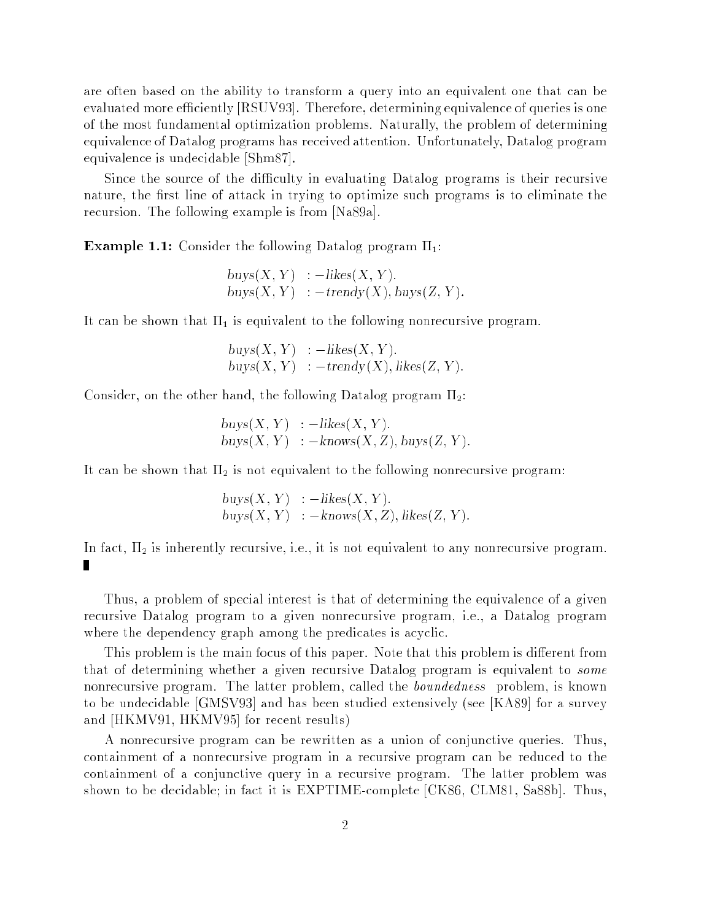are often based on the ability to transform a query into an equivalent one that can be evaluated more efficiently [RSUV93]. Therefore, determining equivalence of queries is one of the most fundamental optimization problems. Naturally, the problem of determining equivalence of Datalog programs has received attention. Unfortunately, Datalog program equivalence is undecidable [Shm87].

Since the source of the difficulty in evaluating Datalog programs is their recursive nature, the first line of attack in trying to optimize such programs is to eliminate the recursion. The following example is from [Na89a].

**Example 1.1:** Consider the following Datalog program $\Pi_1$:

$$\begin{array}{ll} buys(X, Y) & :- likes(X, Y). \\ buys(X, Y) & :- trendy(X), buys(Z, Y). \end{array}$$

It can be shown that $\Pi_1$ is equivalent to the following nonrecursive program.

$$\begin{array}{ll} buys(X, Y) & :- likes(X, Y). \\ buys(X, Y) & :- trendy(X), likes(Z, Y). \end{array}$$

Consider, on the other hand, the following Datalog program $\Pi_2$:

$$\begin{array}{ll} buys(X, Y) & :- likes(X, Y). \\ buys(X, Y) & :- knows(X, Z), buys(Z, Y). \end{array}$$

It can be shown that $\Pi_2$ is not equivalent to the following nonrecursive program:

$$\begin{array}{ll} buys(X, Y) & :- likes(X, Y). \\ buys(X, Y) & :- knows(X, Z), likes(Z, Y). \end{array}$$

In fact, $\Pi_2$ is inherently recursive, i.e., it is not equivalent to any nonrecursive program. ■

Thus, a problem of special interest is that of determining the equivalence of a given recursive Datalog program to a given nonrecursive program, i.e., a Datalog program where the dependency graph among the predicates is acyclic.

This problem is the main focus of this paper. Note that this problem is different from that of determining whether a given recursive Datalog program is equivalent to *some* nonrecursive program. The latter problem, called the *boundedness* problem, is known to be undecidable [GMSV93] and has been studied extensively (see [KA89] for a survey and [HKMV91, HKMV95] for recent results)

A nonrecursive program can be rewritten as a union of conjunctive queries. Thus, containment of a nonrecursive program in a recursive program can be reduced to the containment of a conjunctive query in a recursive program. The latter problem was shown to be decidable; in fact it is EXPTIME-complete [CK86, CLM81, Sa88b]. Thus,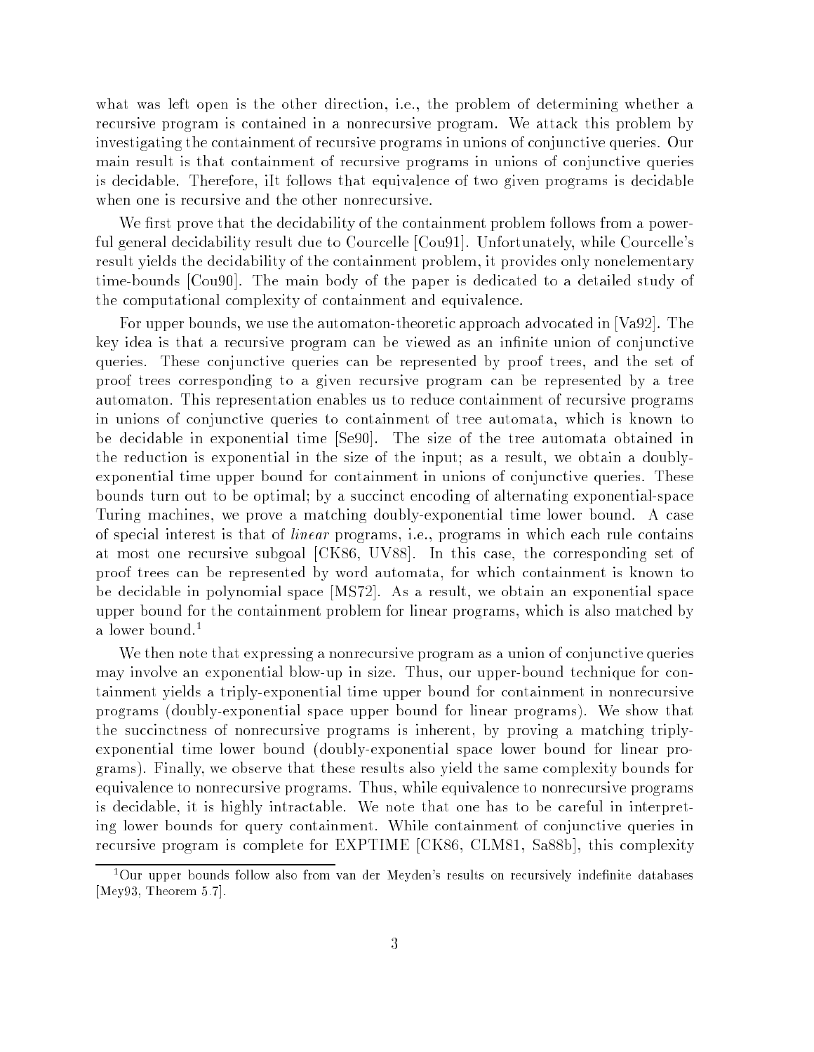what was left open is the other direction, i.e., the problem of determining whether a recursive program is contained in a nonrecursive program. We attack this problem by investigating the containment of recursive programs in unions of conjunctive queries. Our main result is that containment of recursive programs in unions of conjunctive queries is decidable. Therefore, iIt follows that equivalence of two given programs is decidable when one is recursive and the other nonrecursive.

We first prove that the decidability of the containment problem follows from a powerful general decidability result due to Courcelle [Cou91]. Unfortunately, while Courcelle's result yields the decidability of the containment problem, it provides only nonelementary time-bounds [Cou90]. The main body of the paper is dedicated to a detailed study of the computational complexity of containment and equivalence.

For upper bounds, we use the automaton-theoretic approach advocated in [Va92]. The key idea is that a recursive program can be viewed as an infinite union of conjunctive queries. These conjunctive queries can be represented by proof trees, and the set of proof trees corresponding to a given recursive program can be represented by a tree automaton. This representation enables us to reduce containment of recursive programs in unions of conjunctive queries to containment of tree automata, which is known to be decidable in exponential time [Se90]. The size of the tree automata obtained in the reduction is exponential in the size of the input; as a result, we obtain a doubly-exponential time upper bound for containment in unions of conjunctive queries. These bounds turn out to be optimal; by a succinct encoding of alternating exponential-space Turing machines, we prove a matching doubly-exponential time lower bound. A case of special interest is that of *linear* programs, i.e., programs in which each rule contains at most one recursive subgoal [CK86, UV88]. In this case, the corresponding set of proof trees can be represented by word automata, for which containment is known to be decidable in polynomial space [MS72]. As a result, we obtain an exponential space upper bound for the containment problem for linear programs, which is also matched by a lower bound.[1]

We then note that expressing a nonrecursive program as a union of conjunctive queries may involve an exponential blow-up in size. Thus, our upper-bound technique for containment yields a triply-exponential time upper bound for containment in nonrecursive programs (doubly-exponential space upper bound for linear programs). We show that the succinctness of nonrecursive programs is inherent, by proving a matching triply-exponential time lower bound (doubly-exponential space lower bound for linear programs). Finally, we observe that these results also yield the same complexity bounds for equivalence to nonrecursive programs. Thus, while equivalence to nonrecursive programs is decidable, it is highly intractable. We note that one has to be careful in interpreting lower bounds for query containment. While containment of conjunctive queries in recursive program is complete for EXPTIME [CK86, CLM81, Sa88b], this complexity

[1] Our upper bounds follow also from van der Meyden's results on recursively indefinite databases [Mey93, Theorem 5.7].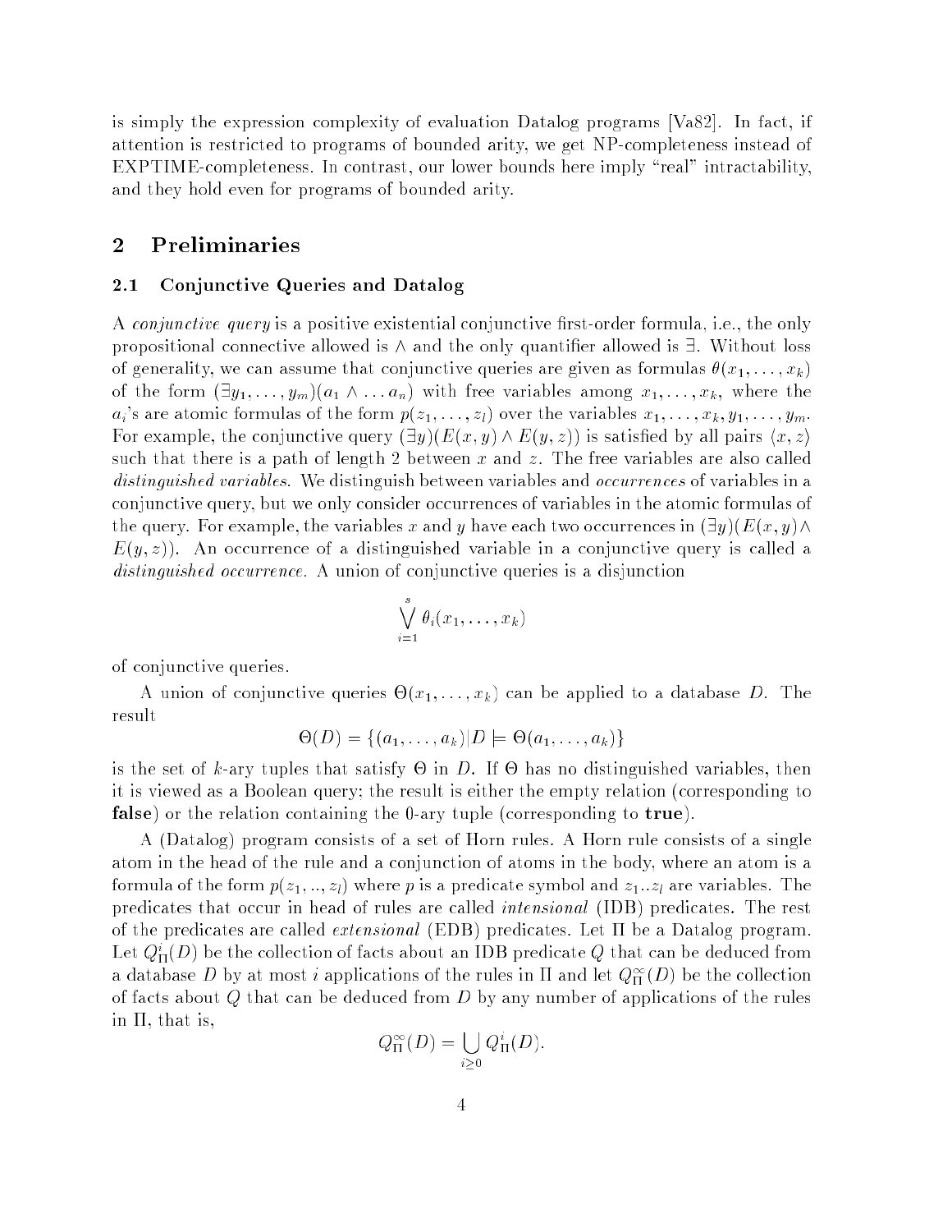is simply the expression complexity of evaluation Datalog programs [Va82]. In fact, if attention is restricted to programs of bounded arity, we get NP-completeness instead of EXPTIME-completeness. In contrast, our lower bounds here imply "real" intractability, and they hold even for programs of bounded arity.

## 2 Preliminaries

### 2.1 Conjunctive Queries and Datalog

A *conjunctive query* is a positive existential conjunctive first-order formula, i.e., the only propositional connective allowed is $\wedge$ and the only quantifier allowed is $\exists$. Without loss of generality, we can assume that conjunctive queries are given as formulas $\theta(x_1, \ldots, x_k)$ of the form $(\exists y_1, \ldots, y_m)(a_1 \wedge \ldots a_n)$ with free variables among $x_1, \ldots, x_k$, where the $a_i$'s are atomic formulas of the form $p(z_1, \ldots, z_l)$ over the variables $x_1, \ldots, x_k, y_1, \ldots, y_m$. For example, the conjunctive query $(\exists y)(E(x, y) \wedge E(y, z))$ is satisfied by all pairs $\langle x, z \rangle$ such that there is a path of length 2 between $x$ and $z$. The free variables are also called *distinguished variables*. We distinguish between variables and *occurrences* of variables in a conjunctive query, but we only consider occurrences of variables in the atomic formulas of the query. For example, the variables $x$ and $y$ have each two occurrences in $(\exists y)(E(x, y) \wedge E(y, z))$. An occurrence of a distinguished variable in a conjunctive query is called a *distinguished occurrence*. A union of conjunctive queries is a disjunction

$$\bigvee_{i=1}^{s} \theta_i(x_1, \ldots, x_k)$$

of conjunctive queries.

A union of conjunctive queries $\Theta(x_1, \ldots, x_k)$ can be applied to a database $D$. The result

$$\Theta(D) = \{(a_1, \ldots, a_k) | D \models \Theta(a_1, \ldots, a_k)\}$$

is the set of $k$-ary tuples that satisfy $\Theta$ in $D$. If $\Theta$ has no distinguished variables, then it is viewed as a Boolean query; the result is either the empty relation (corresponding to **false**) or the relation containing the 0-ary tuple (corresponding to **true**).

A (Datalog) program consists of a set of Horn rules. A Horn rule consists of a single atom in the head of the rule and a conjunction of atoms in the body, where an atom is a formula of the form $p(z_1, .., z_l)$ where $p$ is a predicate symbol and $z_1..z_l$ are variables. The predicates that occur in head of rules are called *intensional* (IDB) predicates. The rest of the predicates are called *extensional* (EDB) predicates. Let $\Pi$ be a Datalog program. Let $Q^i_\Pi(D)$ be the collection of facts about an IDB predicate $Q$ that can be deduced from a database $D$ by at most $i$ applications of the rules in $\Pi$ and let $Q^\infty_\Pi(D)$ be the collection of facts about $Q$ that can be deduced from $D$ by any number of applications of the rules in $\Pi$, that is,

$$Q^\infty_\Pi(D) = \bigcup_{i \geq 0} Q^i_\Pi(D).$$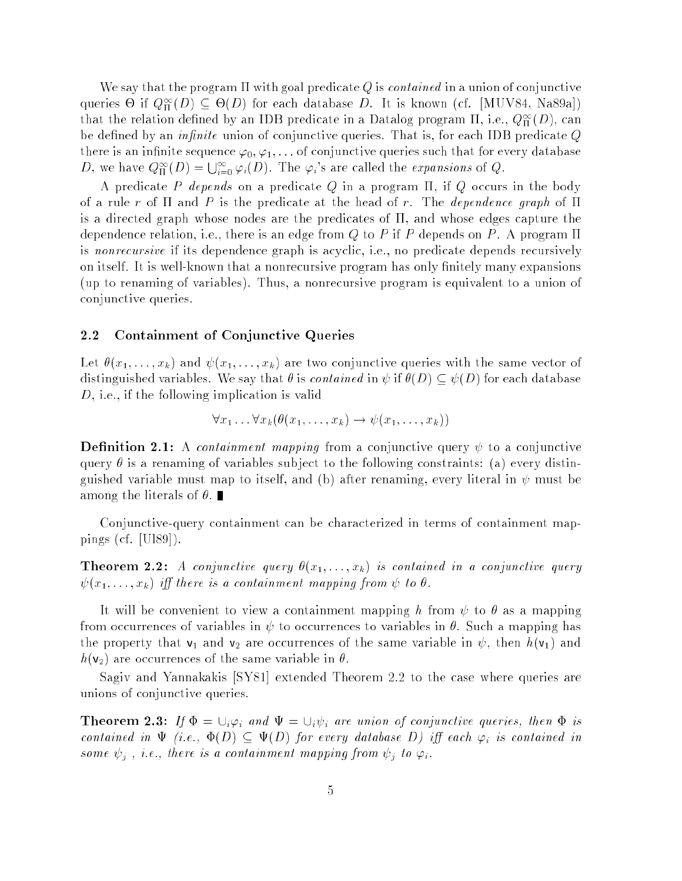We say that the program $\Pi$ with goal predicate $Q$ is *contained* in a union of conjunctive queries $\Theta$ if $Q^{\infty}_{\Pi}(D) \subseteq \Theta(D)$ for each database $D$. It is known (cf. [MUV84, Na89a]) that the relation defined by an IDB predicate in a Datalog program $\Pi$, i.e., $Q^{\infty}_{\Pi}(D)$, can be defined by an *infinite* union of conjunctive queries. That is, for each IDB predicate $Q$ there is an infinite sequence $\varphi_0, \varphi_1, \ldots$ of conjunctive queries such that for every database $D$, we have $Q^{\infty}_{\Pi}(D) = \bigcup_{i=0}^{\infty} \varphi_i(D)$. The $\varphi_i$'s are called the *expansions* of $Q$.

A predicate $P$ *depends* on a predicate $Q$ in a program $\Pi$, if $Q$ occurs in the body of a rule $r$ of $\Pi$ and $P$ is the predicate at the head of $r$. The *dependence graph* of $\Pi$ is a directed graph whose nodes are the predicates of $\Pi$, and whose edges capture the dependence relation, i.e., there is an edge from $Q$ to $P$ if $P$ depends on $P$. A program $\Pi$ is *nonrecursive* if its dependence graph is acyclic, i.e., no predicate depends recursively on itself. It is well-known that a nonrecursive program has only finitely many expansions (up to renaming of variables). Thus, a nonrecursive program is equivalent to a union of conjunctive queries.

### 2.2 Containment of Conjunctive Queries

Let $\theta(x_1, \ldots, x_k)$ and $\psi(x_1, \ldots, x_k)$ are two conjunctive queries with the same vector of distinguished variables. We say that $\theta$ is *contained* in $\psi$ if $\theta(D) \subseteq \psi(D)$ for each database $D$, i.e., if the following implication is valid

$$\forall x_1 \ldots \forall x_k (\theta(x_1, \ldots, x_k) \rightarrow \psi(x_1, \ldots, x_k))$$

**Definition 2.1:** A *containment mapping* from a conjunctive query $\psi$ to a conjunctive query $\theta$ is a renaming of variables subject to the following constraints: (a) every distinguished variable must map to itself, and (b) after renaming, every literal in $\psi$ must be among the literals of $\theta$. ∎

Conjunctive-query containment can be characterized in terms of containment mappings (cf. [Ul89]).

**Theorem 2.2:** *A conjunctive query $\theta(x_1, \ldots, x_k)$ is contained in a conjunctive query $\psi(x_1, \ldots, x_k)$ iff there is a containment mapping from $\psi$ to $\theta$.*

It will be convenient to view a containment mapping $h$ from $\psi$ to $\theta$ as a mapping from occurrences of variables in $\psi$ to occurrences to variables in $\theta$. Such a mapping has the property that $\mathsf{v}_1$ and $\mathsf{v}_2$ are occurrences of the same variable in $\psi$, then $h(\mathsf{v}_1)$ and $h(\mathsf{v}_2)$ are occurrences of the same variable in $\theta$.

Sagiv and Yannakakis [SY81] extended Theorem 2.2 to the case where queries are unions of conjunctive queries.

**Theorem 2.3:** *If $\Phi = \cup_i \varphi_i$ and $\Psi = \cup_i \psi_i$ are union of conjunctive queries, then $\Phi$ is contained in $\Psi$ (i.e., $\Phi(D) \subseteq \Psi(D)$ for every database $D$) iff each $\varphi_i$ is contained in some $\psi_j$ , i.e., there is a containment mapping from $\psi_j$ to $\varphi_i$.*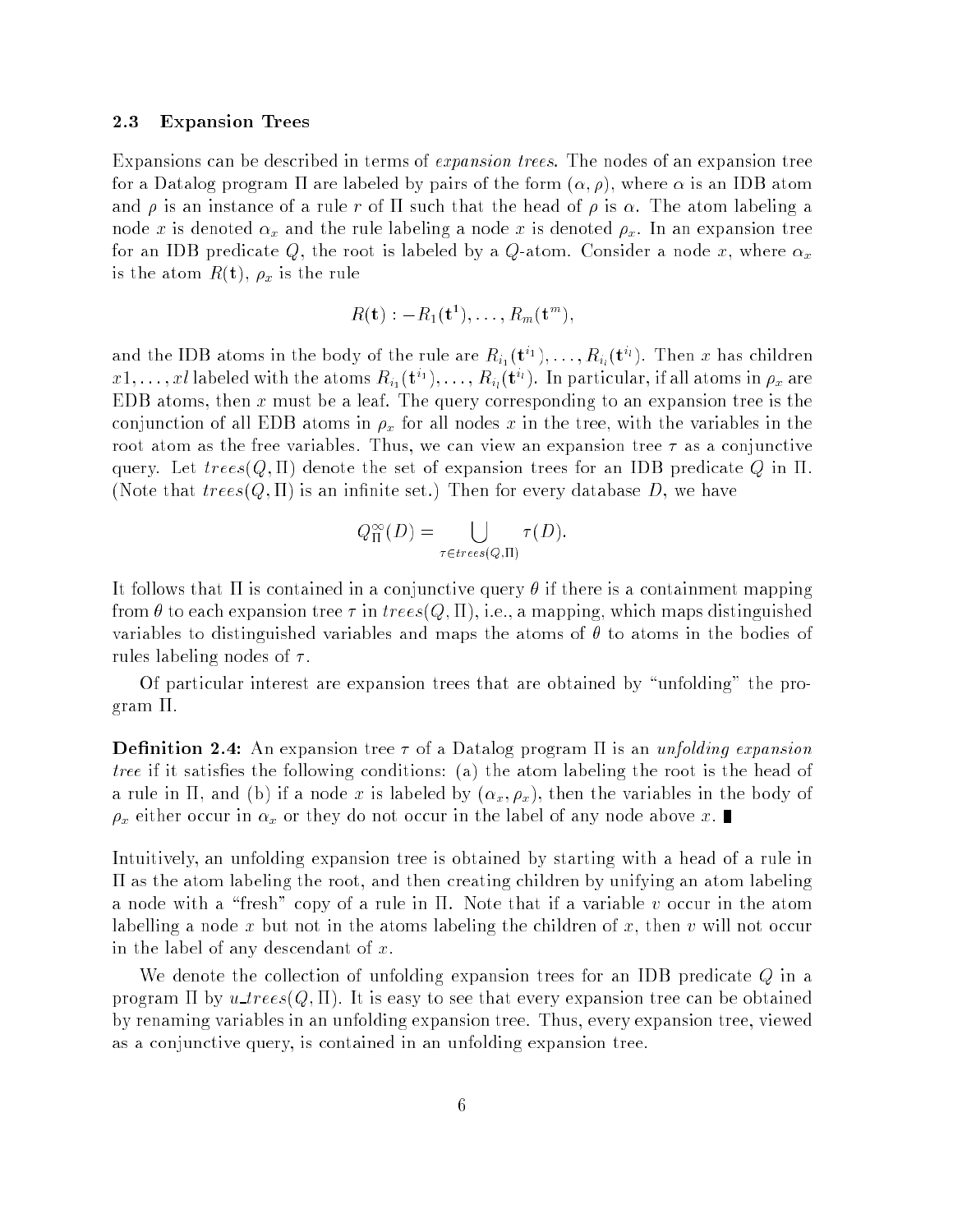## 2.3 Expansion Trees

Expansions can be described in terms of *expansion trees*. The nodes of an expansion tree for a Datalog program $\Pi$ are labeled by pairs of the form $(\alpha, \rho)$, where $\alpha$ is an IDB atom and $\rho$ is an instance of a rule $r$ of $\Pi$ such that the head of $\rho$ is $\alpha$. The atom labeling a node $x$ is denoted $\alpha_x$ and the rule labeling a node $x$ is denoted $\rho_x$. In an expansion tree for an IDB predicate $Q$, the root is labeled by a $Q$-atom. Consider a node $x$, where $\alpha_x$ is the atom $R(\mathbf{t})$, $\rho_x$ is the rule

$$R(\mathbf{t}) : -R_1(\mathbf{t}^1), \ldots, R_m(\mathbf{t}^m),$$

and the IDB atoms in the body of the rule are $R_{i_1}(\mathbf{t}^{i_1}), \ldots, R_{i_l}(\mathbf{t}^{i_l})$. Then $x$ has children $x1, \ldots, xl$ labeled with the atoms $R_{i_1}(\mathbf{t}^{i_1}), \ldots, R_{i_l}(\mathbf{t}^{i_l})$. In particular, if all atoms in $\rho_x$ are EDB atoms, then $x$ must be a leaf. The query corresponding to an expansion tree is the conjunction of all EDB atoms in $\rho_x$ for all nodes $x$ in the tree, with the variables in the root atom as the free variables. Thus, we can view an expansion tree $\tau$ as a conjunctive query. Let $trees(Q, \Pi)$ denote the set of expansion trees for an IDB predicate $Q$ in $\Pi$. (Note that $trees(Q, \Pi)$ is an infinite set.) Then for every database $D$, we have

$$Q^{\infty}_{\Pi}(D) = \bigcup_{\tau \in trees(Q,\Pi)} \tau(D).$$

It follows that $\Pi$ is contained in a conjunctive query $\theta$ if there is a containment mapping from $\theta$ to each expansion tree $\tau$ in $trees(Q, \Pi)$, i.e., a mapping, which maps distinguished variables to distinguished variables and maps the atoms of $\theta$ to atoms in the bodies of rules labeling nodes of $\tau$.

Of particular interest are expansion trees that are obtained by "unfolding" the program $\Pi$.

**Definition 2.4:** An expansion tree $\tau$ of a Datalog program $\Pi$ is an *unfolding expansion tree* if it satisfies the following conditions: (a) the atom labeling the root is the head of a rule in $\Pi$, and (b) if a node $x$ is labeled by $(\alpha_x, \rho_x)$, then the variables in the body of $\rho_x$ either occur in $\alpha_x$ or they do not occur in the label of any node above $x$. ∎

Intuitively, an unfolding expansion tree is obtained by starting with a head of a rule in $\Pi$ as the atom labeling the root, and then creating children by unifying an atom labeling a node with a "fresh" copy of a rule in $\Pi$. Note that if a variable $v$ occur in the atom labelling a node $x$ but not in the atoms labeling the children of $x$, then $v$ will not occur in the label of any descendant of $x$.

We denote the collection of unfolding expansion trees for an IDB predicate $Q$ in a program $\Pi$ by $u\_trees(Q, \Pi)$. It is easy to see that every expansion tree can be obtained by renaming variables in an unfolding expansion tree. Thus, every expansion tree, viewed as a conjunctive query, is contained in an unfolding expansion tree.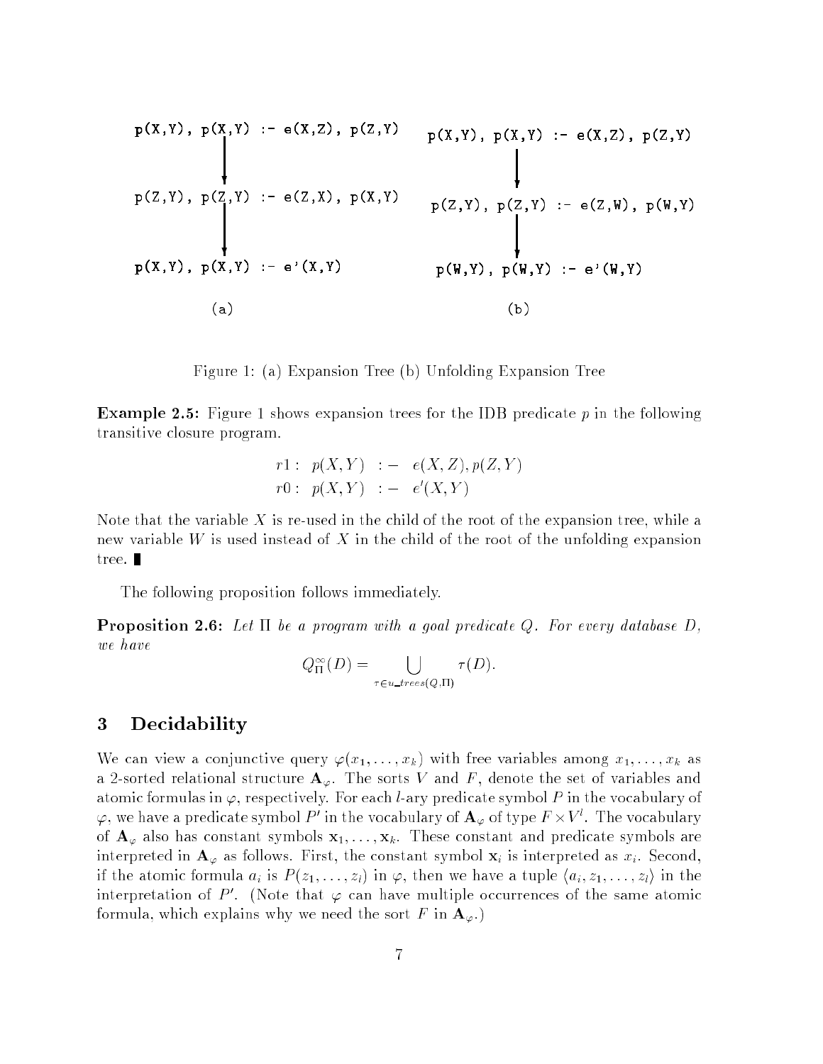```
p(X,Y), p(X,Y) :- e(X,Z), p(Z,Y)        p(X,Y), p(X,Y) :- e(X,Z), p(Z,Y)
           |                                        |
           v                                        v
p(Z,Y), p(Z,Y) :- e(Z,X), p(X,Y)        p(Z,Y), p(Z,Y) :- e(Z,W), p(W,Y)
           |                                        |
           v                                        v
p(X,Y), p(X,Y) :- e'(X,Y)               p(W,Y), p(W,Y) :- e'(W,Y)

          (a)                                      (b)
```

Figure 1: (a) Expansion Tree (b) Unfolding Expansion Tree

**Example 2.5:** Figure 1 shows expansion trees for the IDB predicate $p$ in the following transitive closure program.

$$
\begin{array}{lrcl}
r1: & p(X,Y) & :- & e(X,Z), p(Z,Y) \\
r0: & p(X,Y) & :- & e'(X,Y)
\end{array}
$$

Note that the variable $X$ is re-used in the child of the root of the expansion tree, while a new variable $W$ is used instead of $X$ in the child of the root of the unfolding expansion tree. ∎

The following proposition follows immediately.

**Proposition 2.6:** *Let $\Pi$ be a program with a goal predicate $Q$. For every database $D$, we have*

$$
Q^{\infty}_{\Pi}(D) = \bigcup_{\tau \in u\_trees(Q,\Pi)} \tau(D).
$$

## 3 Decidability

We can view a conjunctive query $\varphi(x_1, \ldots, x_k)$ with free variables among $x_1, \ldots, x_k$ as a 2-sorted relational structure $\mathbf{A}_\varphi$. The sorts $V$ and $F$, denote the set of variables and atomic formulas in $\varphi$, respectively. For each $l$-ary predicate symbol $P$ in the vocabulary of $\varphi$, we have a predicate symbol $P'$ in the vocabulary of $\mathbf{A}_\varphi$ of type $F \times V^l$. The vocabulary of $\mathbf{A}_\varphi$ also has constant symbols $\mathbf{x}_1, \ldots, \mathbf{x}_k$. These constant and predicate symbols are interpreted in $\mathbf{A}_\varphi$ as follows. First, the constant symbol $\mathbf{x}_i$ is interpreted as $x_i$. Second, if the atomic formula $a_i$ is $P(z_1, \ldots, z_l)$ in $\varphi$, then we have a tuple $\langle a_i, z_1, \ldots, z_l \rangle$ in the interpretation of $P'$. (Note that $\varphi$ can have multiple occurrences of the same atomic formula, which explains why we need the sort $F$ in $\mathbf{A}_\varphi$.)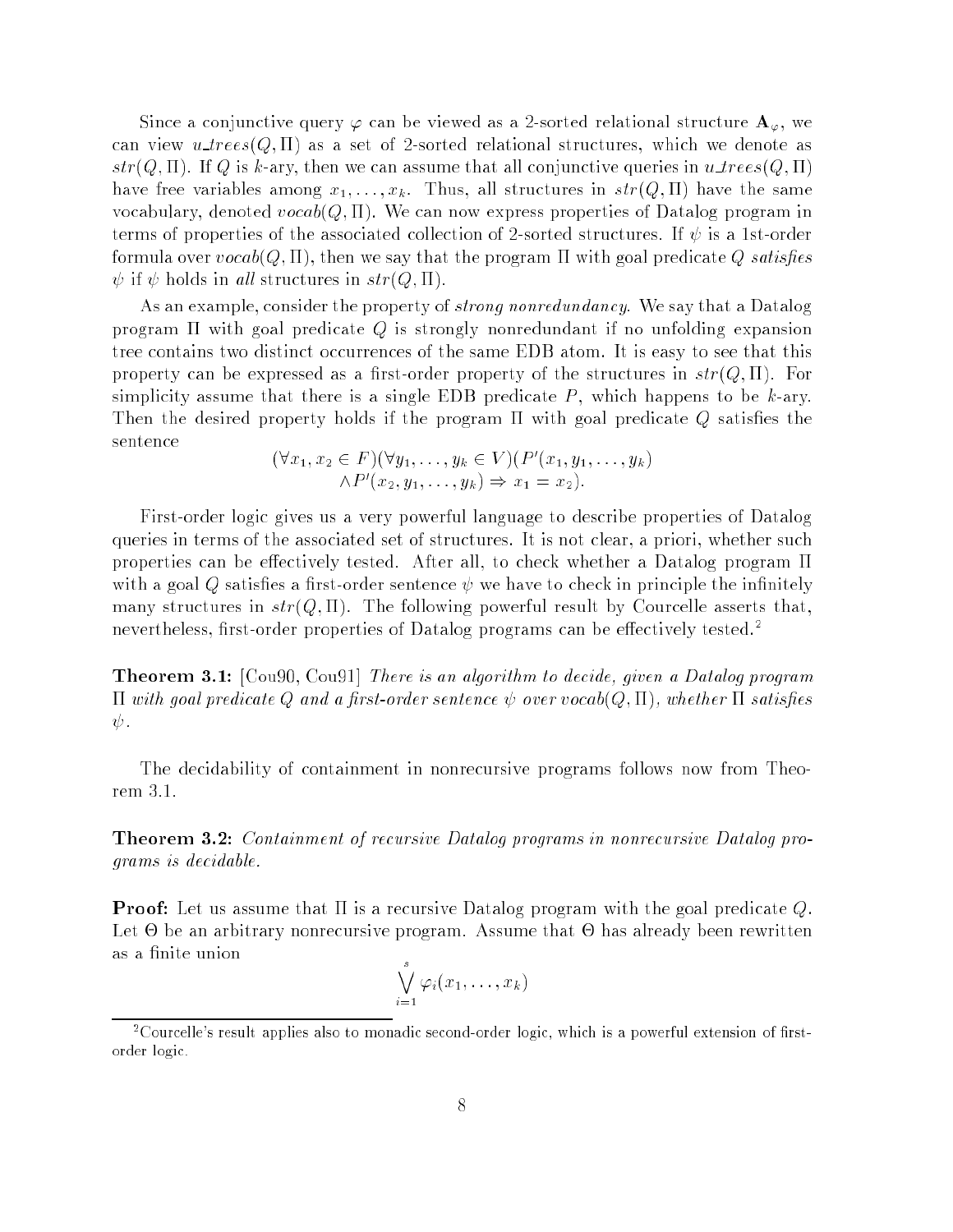Since a conjunctive query $\varphi$ can be viewed as a 2-sorted relational structure $\mathbf{A}_\varphi$, we can view $u\_trees(Q, \Pi)$ as a set of 2-sorted relational structures, which we denote as $str(Q, \Pi)$. If $Q$ is $k$-ary, then we can assume that all conjunctive queries in $u\_trees(Q, \Pi)$ have free variables among $x_1, \ldots, x_k$. Thus, all structures in $str(Q, \Pi)$ have the same vocabulary, denoted $vocab(Q, \Pi)$. We can now express properties of Datalog program in terms of properties of the associated collection of 2-sorted structures. If $\psi$ is a 1st-order formula over $vocab(Q, \Pi)$, then we say that the program $\Pi$ with goal predicate $Q$ *satisfies* $\psi$ if $\psi$ holds in *all* structures in $str(Q, \Pi)$.

As an example, consider the property of *strong nonredundancy*. We say that a Datalog program $\Pi$ with goal predicate $Q$ is strongly nonredundant if no unfolding expansion tree contains two distinct occurrences of the same EDB atom. It is easy to see that this property can be expressed as a first-order property of the structures in $str(Q, \Pi)$. For simplicity assume that there is a single EDB predicate $P$, which happens to be $k$-ary. Then the desired property holds if the program $\Pi$ with goal predicate $Q$ satisfies the sentence

$$(\forall x_1, x_2 \in F)(\forall y_1, \ldots, y_k \in V)(P'(x_1, y_1, \ldots, y_k) \\ \wedge P'(x_2, y_1, \ldots, y_k) \Rightarrow x_1 = x_2).$$

First-order logic gives us a very powerful language to describe properties of Datalog queries in terms of the associated set of structures. It is not clear, a priori, whether such properties can be effectively tested. After all, to check whether a Datalog program $\Pi$ with a goal $Q$ satisfies a first-order sentence $\psi$ we have to check in principle the infinitely many structures in $str(Q, \Pi)$. The following powerful result by Courcelle asserts that, nevertheless, first-order properties of Datalog programs can be effectively tested.[2]

**Theorem 3.1:** [Cou90, Cou91] *There is an algorithm to decide, given a Datalog program $\Pi$ with goal predicate $Q$ and a first-order sentence $\psi$ over $vocab(Q, \Pi)$, whether $\Pi$ satisfies $\psi$.*

The decidability of containment in nonrecursive programs follows now from Theorem 3.1.

**Theorem 3.2:** *Containment of recursive Datalog programs in nonrecursive Datalog programs is decidable.*

**Proof:** Let us assume that $\Pi$ is a recursive Datalog program with the goal predicate $Q$. Let $\Theta$ be an arbitrary nonrecursive program. Assume that $\Theta$ has already been rewritten as a finite union

$$\bigvee_{i=1}^{s} \varphi_i(x_1, \ldots, x_k)$$

[2]Courcelle's result applies also to monadic second-order logic, which is a powerful extension of first-order logic.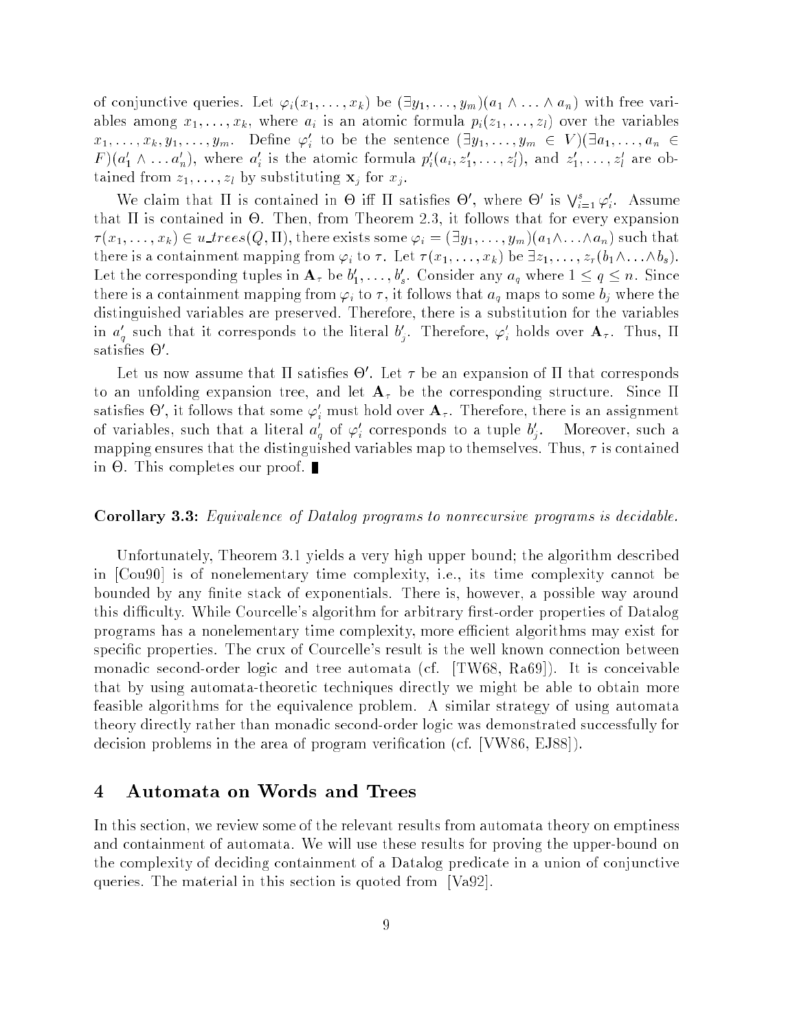of conjunctive queries. Let $\varphi_i(x_1, \ldots, x_k)$ be $(\exists y_1, \ldots, y_m)(a_1 \wedge \ldots \wedge a_n)$ with free variables among $x_1, \ldots, x_k$, where $a_i$ is an atomic formula $p_i(z_1, \ldots, z_l)$ over the variables $x_1, \ldots, x_k, y_1, \ldots, y_m$. Define $\varphi'_i$ to be the sentence $(\exists y_1, \ldots, y_m \in V)(\exists a_1, \ldots, a_n \in F)(a'_1 \wedge \ldots a'_n)$, where $a'_i$ is the atomic formula $p'_i(a_i, z'_1, \ldots, z'_l)$, and $z'_1, \ldots, z'_l$ are obtained from $z_1, \ldots, z_l$ by substituting $\mathbf{x}_j$ for $x_j$.

We claim that $\Pi$ is contained in $\Theta$ iff $\Pi$ satisfies $\Theta'$, where $\Theta'$ is $\bigvee_{i=1}^{s} \varphi'_i$. Assume that $\Pi$ is contained in $\Theta$. Then, from Theorem 2.3, it follows that for every expansion $\tau(x_1, \ldots, x_k) \in u\_trees(Q, \Pi)$, there exists some $\varphi_i = (\exists y_1, \ldots, y_m)(a_1 \wedge \ldots \wedge a_n)$ such that there is a containment mapping from $\varphi_i$ to $\tau$. Let $\tau(x_1, \ldots, x_k)$ be $\exists z_1, \ldots, z_r(b_1 \wedge \ldots \wedge b_s)$. Let the corresponding tuples in $\mathbf{A}_\tau$ be $b'_1, \ldots, b'_s$. Consider any $a_q$ where $1 \leq q \leq n$. Since there is a containment mapping from $\varphi_i$ to $\tau$, it follows that $a_q$ maps to some $b_j$ where the distinguished variables are preserved. Therefore, there is a substitution for the variables in $a'_q$ such that it corresponds to the literal $b'_j$. Therefore, $\varphi'_i$ holds over $\mathbf{A}_\tau$. Thus, $\Pi$ satisfies $\Theta'$.

Let us now assume that $\Pi$ satisfies $\Theta'$. Let $\tau$ be an expansion of $\Pi$ that corresponds to an unfolding expansion tree, and let $\mathbf{A}_\tau$ be the corresponding structure. Since $\Pi$ satisfies $\Theta'$, it follows that some $\varphi'_i$ must hold over $\mathbf{A}_\tau$. Therefore, there is an assignment of variables, such that a literal $a'_q$ of $\varphi'_i$ corresponds to a tuple $b'_j$. Moreover, such a mapping ensures that the distinguished variables map to themselves. Thus, $\tau$ is contained in $\Theta$. This completes our proof. ∎

**Corollary 3.3:** *Equivalence of Datalog programs to nonrecursive programs is decidable.*

Unfortunately, Theorem 3.1 yields a very high upper bound; the algorithm described in [Cou90] is of nonelementary time complexity, i.e., its time complexity cannot be bounded by any finite stack of exponentials. There is, however, a possible way around this difficulty. While Courcelle's algorithm for arbitrary first-order properties of Datalog programs has a nonelementary time complexity, more efficient algorithms may exist for specific properties. The crux of Courcelle's result is the well known connection between monadic second-order logic and tree automata (cf. [TW68, Ra69]). It is conceivable that by using automata-theoretic techniques directly we might be able to obtain more feasible algorithms for the equivalence problem. A similar strategy of using automata theory directly rather than monadic second-order logic was demonstrated successfully for decision problems in the area of program verification (cf. [VW86, EJ88]).

# 4 Automata on Words and Trees

In this section, we review some of the relevant results from automata theory on emptiness and containment of automata. We will use these results for proving the upper-bound on the complexity of deciding containment of a Datalog predicate in a union of conjunctive queries. The material in this section is quoted from [Va92].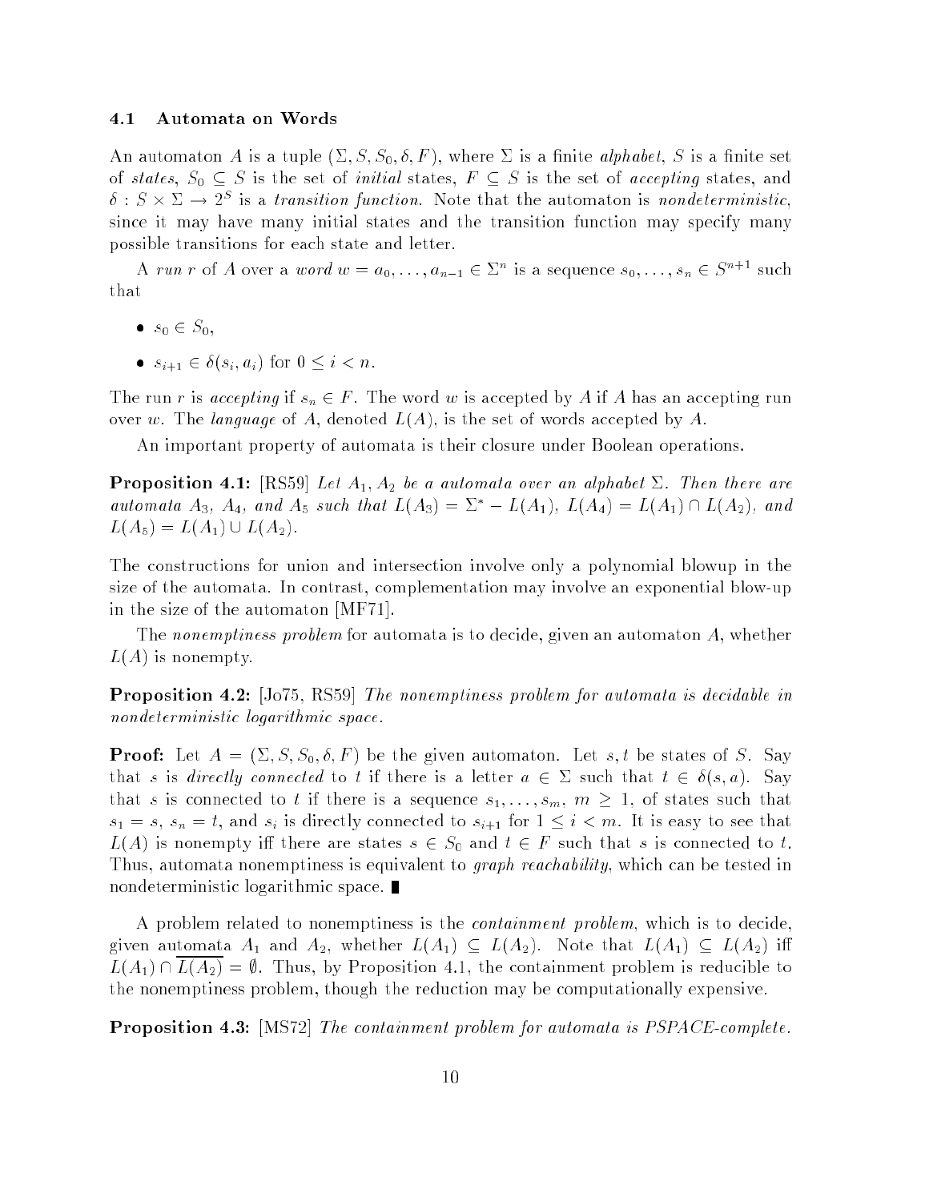### 4.1 Automata on Words

An automaton $A$ is a tuple $(\Sigma, S, S_0, \delta, F)$, where $\Sigma$ is a finite *alphabet*, $S$ is a finite set of *states*, $S_0 \subseteq S$ is the set of *initial* states, $F \subseteq S$ is the set of *accepting* states, and $\delta : S \times \Sigma \rightarrow 2^S$ is a *transition function*. Note that the automaton is *nondeterministic*, since it may have many initial states and the transition function may specify many possible transitions for each state and letter.

A *run* $r$ of $A$ over a *word* $w = a_0, \ldots, a_{n-1} \in \Sigma^n$ is a sequence $s_0, \ldots, s_n \in S^{n+1}$ such that

- $s_0 \in S_0$,
- $s_{i+1} \in \delta(s_i, a_i)$ for $0 \leq i < n$.

The run $r$ is *accepting* if $s_n \in F$. The word $w$ is accepted by $A$ if $A$ has an accepting run over $w$. The *language* of $A$, denoted $L(A)$, is the set of words accepted by $A$.

An important property of automata is their closure under Boolean operations.

**Proposition 4.1:** [RS59] *Let $A_1, A_2$ be a automata over an alphabet $\Sigma$. Then there are automata $A_3$, $A_4$, and $A_5$ such that $L(A_3) = \Sigma^* - L(A_1)$, $L(A_4) = L(A_1) \cap L(A_2)$, and $L(A_5) = L(A_1) \cup L(A_2)$.*

The constructions for union and intersection involve only a polynomial blowup in the size of the automata. In contrast, complementation may involve an exponential blow-up in the size of the automaton [MF71].

The *nonemptiness problem* for automata is to decide, given an automaton $A$, whether $L(A)$ is nonempty.

**Proposition 4.2:** [Jo75, RS59] *The nonemptiness problem for automata is decidable in nondeterministic logarithmic space.*

**Proof:** Let $A = (\Sigma, S, S_0, \delta, F)$ be the given automaton. Let $s, t$ be states of $S$. Say that $s$ is *directly connected* to $t$ if there is a letter $a \in \Sigma$ such that $t \in \delta(s, a)$. Say that $s$ is connected to $t$ if there is a sequence $s_1, \ldots, s_m$, $m \geq 1$, of states such that $s_1 = s$, $s_n = t$, and $s_i$ is directly connected to $s_{i+1}$ for $1 \leq i < m$. It is easy to see that $L(A)$ is nonempty iff there are states $s \in S_0$ and $t \in F$ such that $s$ is connected to $t$. Thus, automata nonemptiness is equivalent to *graph reachability*, which can be tested in nondeterministic logarithmic space. ∎

A problem related to nonemptiness is the *containment problem*, which is to decide, given automata $A_1$ and $A_2$, whether $L(A_1) \subseteq L(A_2)$. Note that $L(A_1) \subseteq L(A_2)$ iff $L(A_1) \cap \overline{L(A_2)} = \emptyset$. Thus, by Proposition 4.1, the containment problem is reducible to the nonemptiness problem, though the reduction may be computationally expensive.

**Proposition 4.3:** [MS72] *The containment problem for automata is PSPACE-complete.*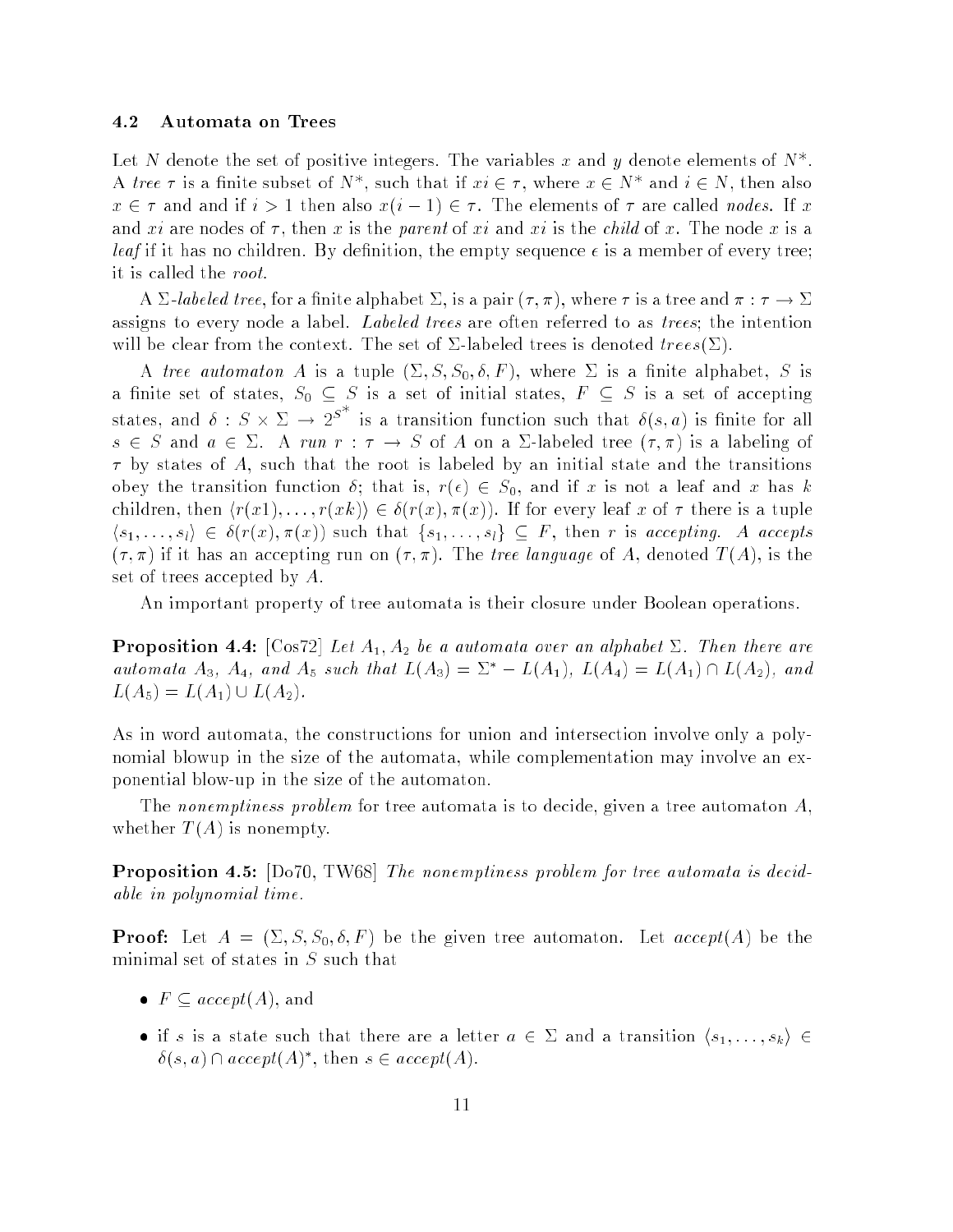### 4.2 Automata on Trees

Let $N$ denote the set of positive integers. The variables $x$ and $y$ denote elements of $N^*$. A *tree* $\tau$ is a finite subset of $N^*$, such that if $xi \in \tau$, where $x \in N^*$ and $i \in N$, then also $x \in \tau$ and and if $i > 1$ then also $x(i-1) \in \tau$. The elements of $\tau$ are called *nodes*. If $x$ and $xi$ are nodes of $\tau$, then $x$ is the *parent* of $xi$ and $xi$ is the *child* of $x$. The node $x$ is a *leaf* if it has no children. By definition, the empty sequence $\epsilon$ is a member of every tree; it is called the *root*.

A $\Sigma$*-labeled tree*, for a finite alphabet $\Sigma$, is a pair $(\tau, \pi)$, where $\tau$ is a tree and $\pi : \tau \rightarrow \Sigma$ assigns to every node a label. *Labeled trees* are often referred to as *trees*; the intention will be clear from the context. The set of $\Sigma$-labeled trees is denoted $trees(\Sigma)$.

A *tree automaton* $A$ is a tuple $(\Sigma, S, S_0, \delta, F)$, where $\Sigma$ is a finite alphabet, $S$ is a finite set of states, $S_0 \subseteq S$ is a set of initial states, $F \subseteq S$ is a set of accepting states, and $\delta : S \times \Sigma \rightarrow 2^{S^*}$ is a transition function such that $\delta(s, a)$ is finite for all $s \in S$ and $a \in \Sigma$. A *run* $r : \tau \rightarrow S$ of $A$ on a $\Sigma$-labeled tree $(\tau, \pi)$ is a labeling of $\tau$ by states of $A$, such that the root is labeled by an initial state and the transitions obey the transition function $\delta$; that is, $r(\epsilon) \in S_0$, and if $x$ is not a leaf and $x$ has $k$ children, then $\langle r(x1), \ldots, r(xk) \rangle \in \delta(r(x), \pi(x))$. If for every leaf $x$ of $\tau$ there is a tuple $\langle s_1, \ldots, s_l \rangle \in \delta(r(x), \pi(x))$ such that $\{s_1, \ldots, s_l\} \subseteq F$, then $r$ is *accepting*. $A$ *accepts* $(\tau, \pi)$ if it has an accepting run on $(\tau, \pi)$. The *tree language* of $A$, denoted $T(A)$, is the set of trees accepted by $A$.

An important property of tree automata is their closure under Boolean operations.

**Proposition 4.4:** [Cos72] *Let $A_1, A_2$ be a automata over an alphabet $\Sigma$. Then there are automata $A_3$, $A_4$, and $A_5$ such that $L(A_3) = \Sigma^* - L(A_1)$, $L(A_4) = L(A_1) \cap L(A_2)$, and $L(A_5) = L(A_1) \cup L(A_2)$.*

As in word automata, the constructions for union and intersection involve only a polynomial blowup in the size of the automata, while complementation may involve an exponential blow-up in the size of the automaton.

The *nonemptiness problem* for tree automata is to decide, given a tree automaton $A$, whether $T(A)$ is nonempty.

**Proposition 4.5:** [Do70, TW68] *The nonemptiness problem for tree automata is decidable in polynomial time.*

**Proof:** Let $A = (\Sigma, S, S_0, \delta, F)$ be the given tree automaton. Let $accept(A)$ be the minimal set of states in $S$ such that

- $F \subseteq accept(A)$, and
- if $s$ is a state such that there are a letter $a \in \Sigma$ and a transition $\langle s_1, \ldots, s_k \rangle \in \delta(s, a) \cap accept(A)^*$, then $s \in accept(A)$.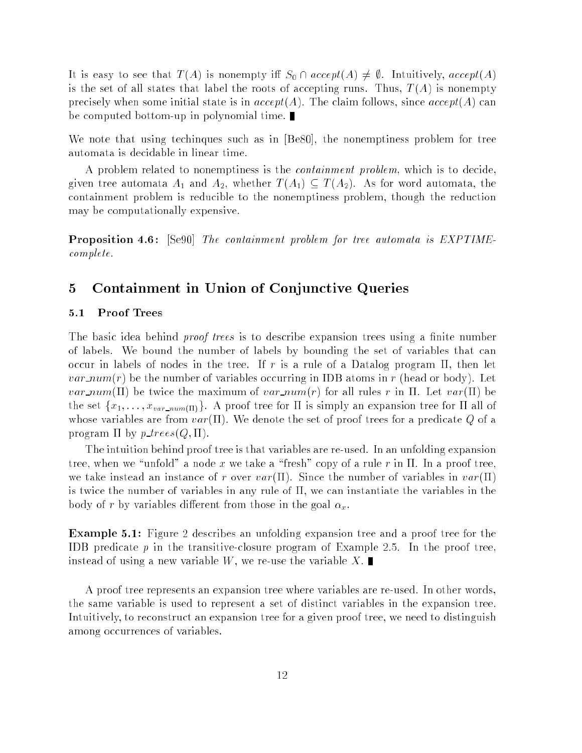It is easy to see that $T(A)$ is nonempty iff $S_0 \cap accept(A) \neq \emptyset$. Intuitively, $accept(A)$ is the set of all states that label the roots of accepting runs. Thus, $T(A)$ is nonempty precisely when some initial state is in $accept(A)$. The claim follows, since $accept(A)$ can be computed bottom-up in polynomial time. ∎

We note that using techinques such as in [Be80], the nonemptiness problem for tree automata is decidable in linear time.

A problem related to nonemptiness is the *containment problem*, which is to decide, given tree automata $A_1$ and $A_2$, whether $T(A_1) \subseteq T(A_2)$. As for word automata, the containment problem is reducible to the nonemptiness problem, though the reduction may be computationally expensive.

**Proposition 4.6:** [Se90] *The containment problem for tree automata is EXPTIME-complete.*

# 5 Containment in Union of Conjunctive Queries

## 5.1 Proof Trees

The basic idea behind *proof trees* is to describe expansion trees using a finite number of labels. We bound the number of labels by bounding the set of variables that can occur in labels of nodes in the tree. If $r$ is a rule of a Datalog program $\Pi$, then let $var\_num(r)$ be the number of variables occurring in IDB atoms in $r$ (head or body). Let $var\_num(\Pi)$ be twice the maximum of $var\_num(r)$ for all rules $r$ in $\Pi$. Let $var(\Pi)$ be the set $\{x_1, \ldots, x_{var\_num(\Pi)}\}$. A proof tree for $\Pi$ is simply an expansion tree for $\Pi$ all of whose variables are from $var(\Pi)$. We denote the set of proof trees for a predicate $Q$ of a program $\Pi$ by $p\_trees(Q, \Pi)$.

The intuition behind proof tree is that variables are re-used. In an unfolding expansion tree, when we "unfold" a node $x$ we take a "fresh" copy of a rule $r$ in $\Pi$. In a proof tree, we take instead an instance of $r$ over $var(\Pi)$. Since the number of variables in $var(\Pi)$ is twice the number of variables in any rule of $\Pi$, we can instantiate the variables in the body of $r$ by variables different from those in the goal $\alpha_x$.

**Example 5.1:** Figure 2 describes an unfolding expansion tree and a proof tree for the IDB predicate $p$ in the transitive-closure program of Example 2.5. In the proof tree, instead of using a new variable $W$, we re-use the variable $X$. ∎

A proof tree represents an expansion tree where variables are re-used. In other words, the same variable is used to represent a set of distinct variables in the expansion tree. Intuitively, to reconstruct an expansion tree for a given proof tree, we need to distinguish among occurrences of variables.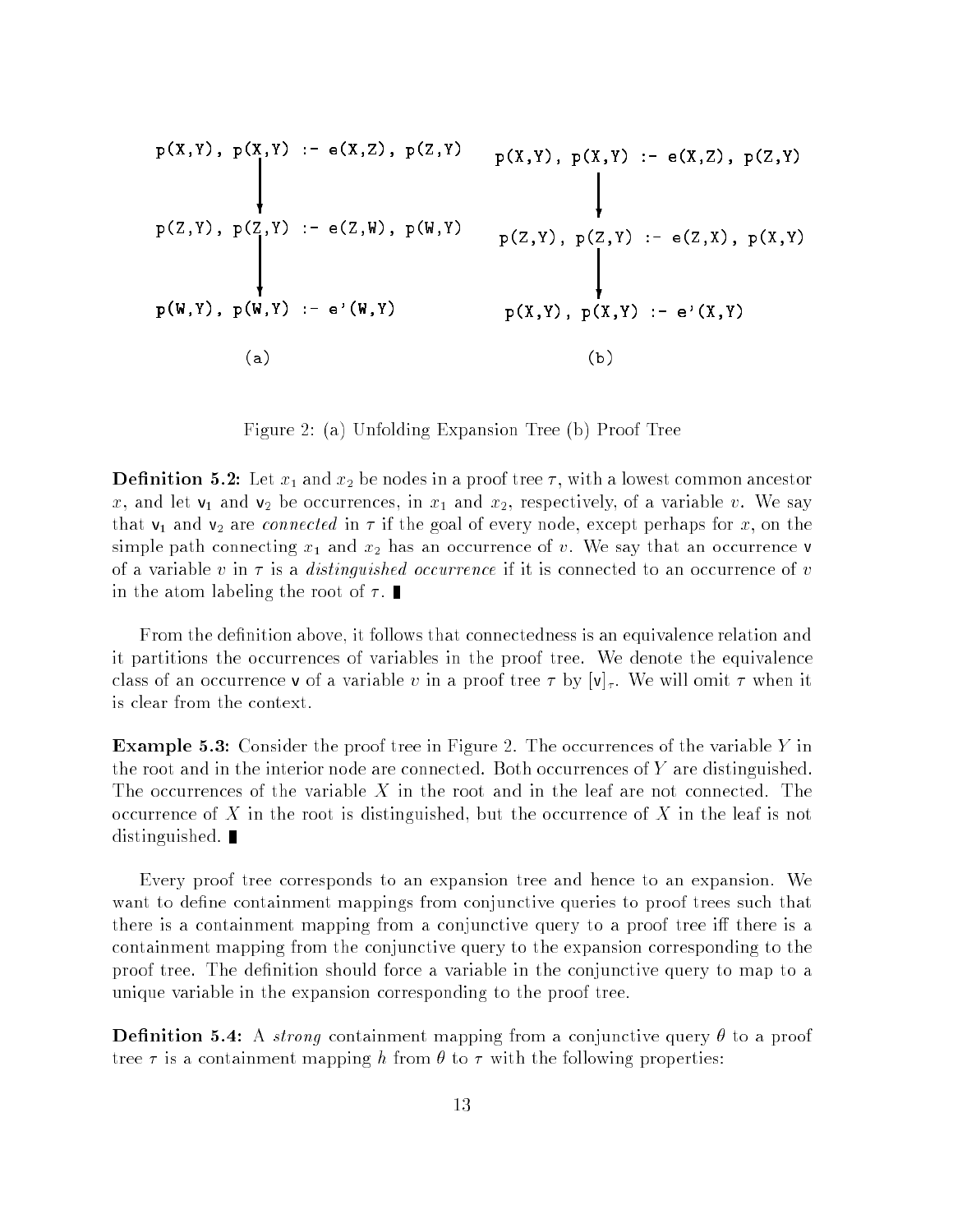```
p(X,Y), p(X,Y) :- e(X,Z), p(Z,Y)          p(X,Y), p(X,Y) :- e(X,Z), p(Z,Y)
            |                                          |
            v                                          v
p(Z,Y), p(Z,Y) :- e(Z,W), p(W,Y)          p(Z,Y), p(Z,Y) :- e(Z,X), p(X,Y)
            |                                          |
            v                                          v
p(W,Y), p(W,Y) :- e'(W,Y)                 p(X,Y), p(X,Y) :- e'(X,Y)

           (a)                                        (b)
```

Figure 2: (a) Unfolding Expansion Tree (b) Proof Tree

**Definition 5.2:** Let $x_1$ and $x_2$ be nodes in a proof tree $\tau$, with a lowest common ancestor $x$, and let $\mathsf{v}_1$ and $\mathsf{v}_2$ be occurrences, in $x_1$ and $x_2$, respectively, of a variable $v$. We say that $\mathsf{v}_1$ and $\mathsf{v}_2$ are *connected* in $\tau$ if the goal of every node, except perhaps for $x$, on the simple path connecting $x_1$ and $x_2$ has an occurrence of $v$. We say that an occurrence $\mathsf{v}$ of a variable $v$ in $\tau$ is a *distinguished occurrence* if it is connected to an occurrence of $v$ in the atom labeling the root of $\tau$. ∎

From the definition above, it follows that connectedness is an equivalence relation and it partitions the occurrences of variables in the proof tree. We denote the equivalence class of an occurrence $\mathsf{v}$ of a variable $v$ in a proof tree $\tau$ by $[\mathsf{v}]_\tau$. We will omit $\tau$ when it is clear from the context.

**Example 5.3:** Consider the proof tree in Figure 2. The occurrences of the variable $Y$ in the root and in the interior node are connected. Both occurrences of $Y$ are distinguished. The occurrences of the variable $X$ in the root and in the leaf are not connected. The occurrence of $X$ in the root is distinguished, but the occurrence of $X$ in the leaf is not distinguished. ∎

Every proof tree corresponds to an expansion tree and hence to an expansion. We want to define containment mappings from conjunctive queries to proof trees such that there is a containment mapping from a conjunctive query to a proof tree iff there is a containment mapping from the conjunctive query to the expansion corresponding to the proof tree. The definition should force a variable in the conjunctive query to map to a unique variable in the expansion corresponding to the proof tree.

**Definition 5.4:** A *strong* containment mapping from a conjunctive query $\theta$ to a proof tree $\tau$ is a containment mapping $h$ from $\theta$ to $\tau$ with the following properties: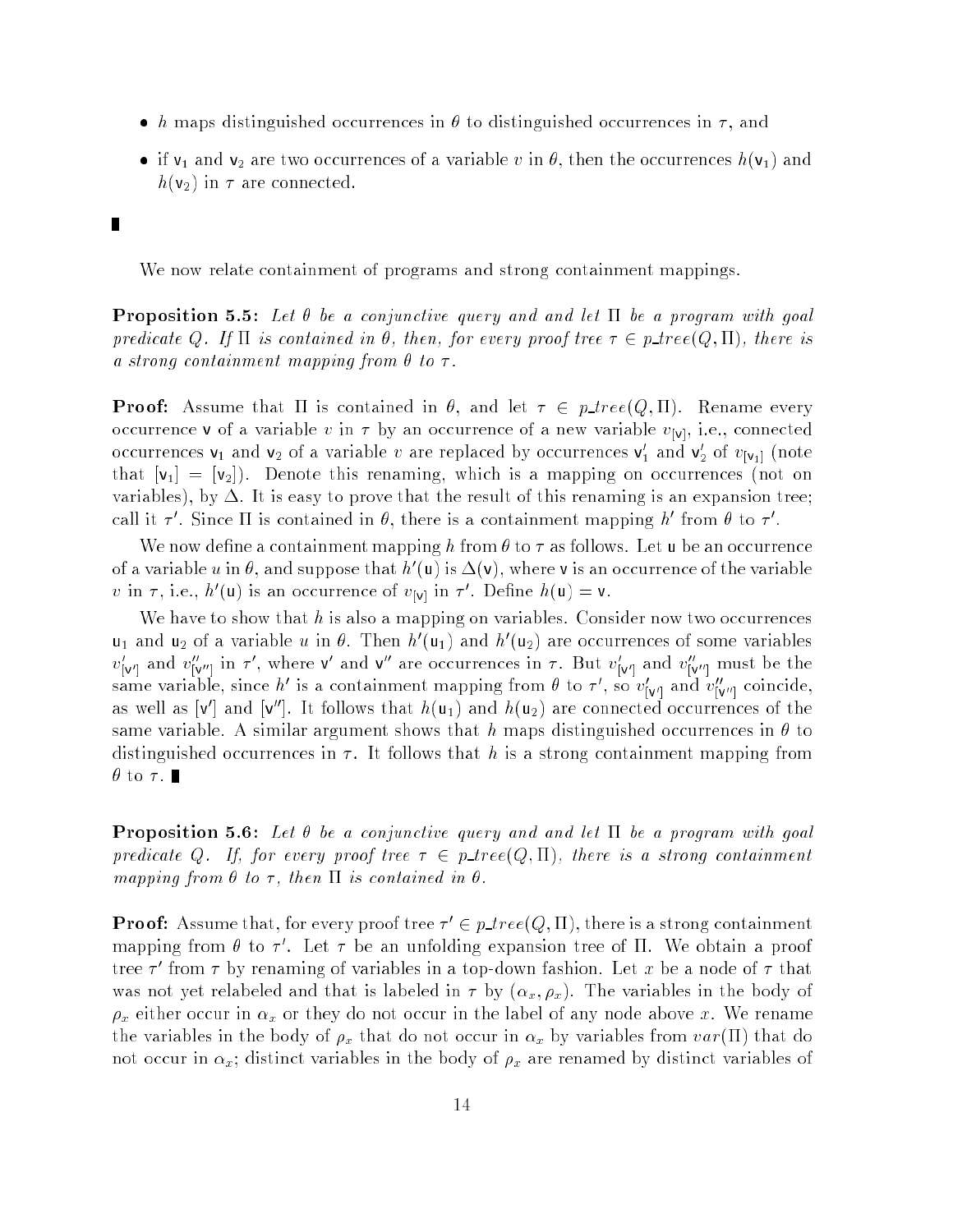- $h$ maps distinguished occurrences in $\theta$ to distinguished occurrences in $\tau$, and
- if $\mathsf{v}_1$ and $\mathsf{v}_2$ are two occurrences of a variable $v$ in $\theta$, then the occurrences $h(\mathsf{v}_1)$ and $h(\mathsf{v}_2)$ in $\tau$ are connected.

∎

We now relate containment of programs and strong containment mappings.

**Proposition 5.5:** *Let $\theta$ be a conjunctive query and and let $\Pi$ be a program with goal predicate $Q$. If $\Pi$ is contained in $\theta$, then, for every proof tree $\tau \in p\_tree(Q, \Pi)$, there is a strong containment mapping from $\theta$ to $\tau$.*

**Proof:** Assume that $\Pi$ is contained in $\theta$, and let $\tau \in p\_tree(Q, \Pi)$. Rename every occurrence $\mathsf{v}$ of a variable $v$ in $\tau$ by an occurrence of a new variable $v_{[\mathsf{v}]}$, i.e., connected occurrences $\mathsf{v}_1$ and $\mathsf{v}_2$ of a variable $v$ are replaced by occurrences $\mathsf{v}_1'$ and $\mathsf{v}_2'$ of $v_{[\mathsf{v}_1]}$ (note that $[\mathsf{v}_1] = [\mathsf{v}_2]$). Denote this renaming, which is a mapping on occurrences (not on variables), by $\Delta$. It is easy to prove that the result of this renaming is an expansion tree; call it $\tau'$. Since $\Pi$ is contained in $\theta$, there is a containment mapping $h'$ from $\theta$ to $\tau'$.

We now define a containment mapping $h$ from $\theta$ to $\tau$ as follows. Let $\mathsf{u}$ be an occurrence of a variable $u$ in $\theta$, and suppose that $h'(\mathsf{u})$ is $\Delta(\mathsf{v})$, where $\mathsf{v}$ is an occurrence of the variable $v$ in $\tau$, i.e., $h'(\mathsf{u})$ is an occurrence of $v_{[\mathsf{v}]}$ in $\tau'$. Define $h(\mathsf{u}) = \mathsf{v}$.

We have to show that $h$ is also a mapping on variables. Consider now two occurrences $\mathsf{u}_1$ and $\mathsf{u}_2$ of a variable $u$ in $\theta$. Then $h'(\mathsf{u}_1)$ and $h'(\mathsf{u}_2)$ are occurrences of some variables $v'_{[\mathsf{v}']}$ and $v''_{[\mathsf{v}'']}$ in $\tau'$, where $\mathsf{v}'$ and $\mathsf{v}''$ are occurrences in $\tau$. But $v'_{[\mathsf{v}']}$ and $v''_{[\mathsf{v}'']}$ must be the same variable, since $h'$ is a containment mapping from $\theta$ to $\tau'$, so $v'_{[\mathsf{v}']}$ and $v''_{[\mathsf{v}'']}$ coincide, as well as $[\mathsf{v}']$ and $[\mathsf{v}'']$. It follows that $h(\mathsf{u}_1)$ and $h(\mathsf{u}_2)$ are connected occurrences of the same variable. A similar argument shows that $h$ maps distinguished occurrences in $\theta$ to distinguished occurrences in $\tau$. It follows that $h$ is a strong containment mapping from $\theta$ to $\tau$. ∎

**Proposition 5.6:** *Let $\theta$ be a conjunctive query and and let $\Pi$ be a program with goal predicate $Q$. If, for every proof tree $\tau \in p\_tree(Q, \Pi)$, there is a strong containment mapping from $\theta$ to $\tau$, then $\Pi$ is contained in $\theta$.*

**Proof:** Assume that, for every proof tree $\tau' \in p\_tree(Q, \Pi)$, there is a strong containment mapping from $\theta$ to $\tau'$. Let $\tau$ be an unfolding expansion tree of $\Pi$. We obtain a proof tree $\tau'$ from $\tau$ by renaming of variables in a top-down fashion. Let $x$ be a node of $\tau$ that was not yet relabeled and that is labeled in $\tau$ by $(\alpha_x, \rho_x)$. The variables in the body of $\rho_x$ either occur in $\alpha_x$ or they do not occur in the label of any node above $x$. We rename the variables in the body of $\rho_x$ that do not occur in $\alpha_x$ by variables from $var(\Pi)$ that do not occur in $\alpha_x$; distinct variables in the body of $\rho_x$ are renamed by distinct variables of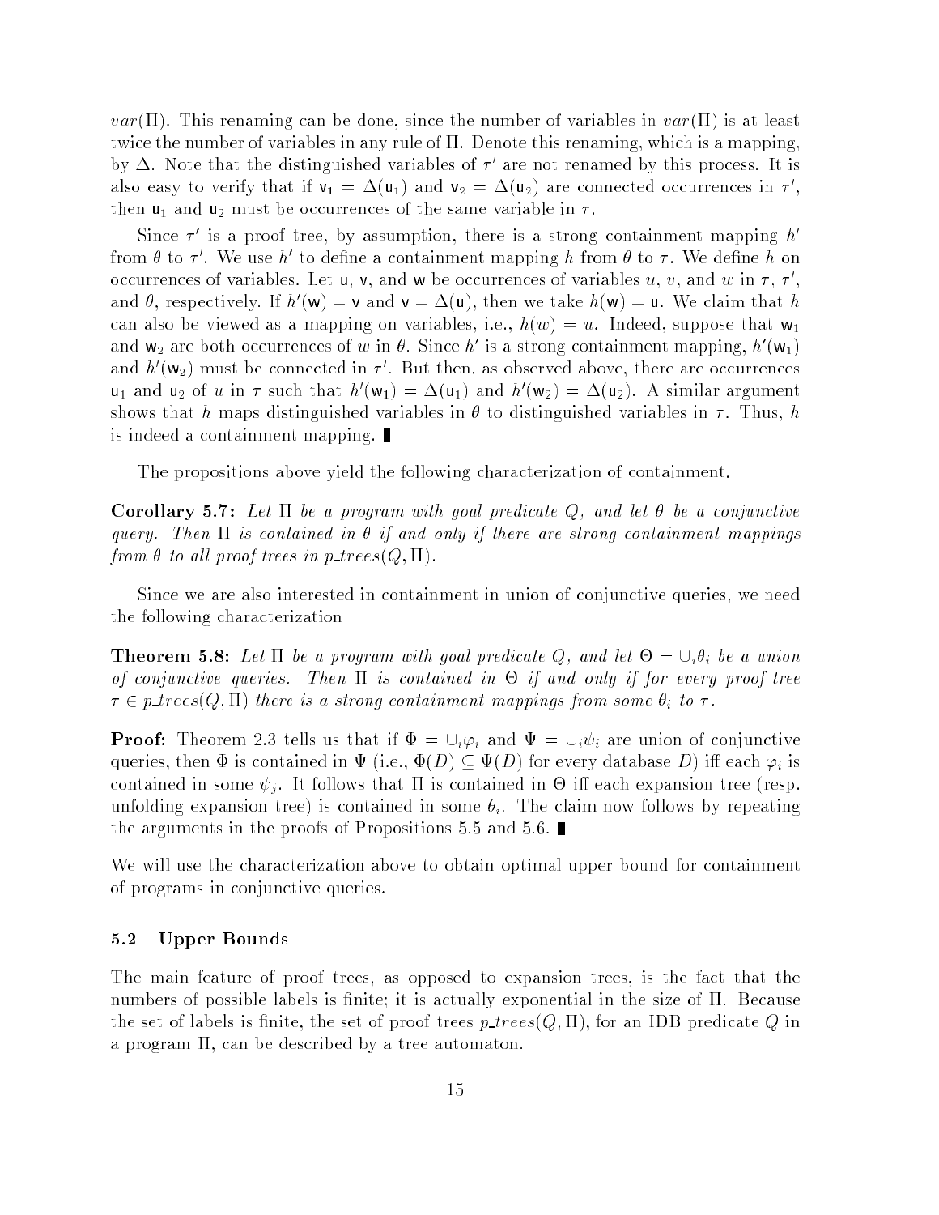$var(\Pi)$. This renaming can be done, since the number of variables in $var(\Pi)$ is at least twice the number of variables in any rule of $\Pi$. Denote this renaming, which is a mapping, by $\Delta$. Note that the distinguished variables of $\tau'$ are not renamed by this process. It is also easy to verify that if $\mathsf{v}_1 = \Delta(\mathsf{u}_1)$ and $\mathsf{v}_2 = \Delta(\mathsf{u}_2)$ are connected occurrences in $\tau'$, then $\mathsf{u}_1$ and $\mathsf{u}_2$ must be occurrences of the same variable in $\tau$.

Since $\tau'$ is a proof tree, by assumption, there is a strong containment mapping $h'$ from $\theta$ to $\tau'$. We use $h'$ to define a containment mapping $h$ from $\theta$ to $\tau$. We define $h$ on occurrences of variables. Let $\mathsf{u}$, $\mathsf{v}$, and $\mathsf{w}$ be occurrences of variables $u$, $v$, and $w$ in $\tau$, $\tau'$, and $\theta$, respectively. If $h'(\mathsf{w}) = \mathsf{v}$ and $\mathsf{v} = \Delta(\mathsf{u})$, then we take $h(\mathsf{w}) = \mathsf{u}$. We claim that $h$ can also be viewed as a mapping on variables, i.e., $h(w) = u$. Indeed, suppose that $\mathsf{w}_1$ and $\mathsf{w}_2$ are both occurrences of $w$ in $\theta$. Since $h'$ is a strong containment mapping, $h'(\mathsf{w}_1)$ and $h'(\mathsf{w}_2)$ must be connected in $\tau'$. But then, as observed above, there are occurrences $\mathsf{u}_1$ and $\mathsf{u}_2$ of $u$ in $\tau$ such that $h'(\mathsf{w}_1) = \Delta(\mathsf{u}_1)$ and $h'(\mathsf{w}_2) = \Delta(\mathsf{u}_2)$. A similar argument shows that $h$ maps distinguished variables in $\theta$ to distinguished variables in $\tau$. Thus, $h$ is indeed a containment mapping. ∎

The propositions above yield the following characterization of containment.

**Corollary 5.7:** *Let $\Pi$ be a program with goal predicate $Q$, and let $\theta$ be a conjunctive query. Then $\Pi$ is contained in $\theta$ if and only if there are strong containment mappings from $\theta$ to all proof trees in $p\_trees(Q, \Pi)$.*

Since we are also interested in containment in union of conjunctive queries, we need the following characterization

**Theorem 5.8:** *Let $\Pi$ be a program with goal predicate $Q$, and let $\Theta = \cup_i \theta_i$ be a union of conjunctive queries. Then $\Pi$ is contained in $\Theta$ if and only if for every proof tree $\tau \in p\_trees(Q, \Pi)$ there is a strong containment mappings from some $\theta_i$ to $\tau$.*

**Proof:** Theorem 2.3 tells us that if $\Phi = \cup_i \varphi_i$ and $\Psi = \cup_i \psi_i$ are union of conjunctive queries, then $\Phi$ is contained in $\Psi$ (i.e., $\Phi(D) \subseteq \Psi(D)$ for every database $D$) iff each $\varphi_i$ is contained in some $\psi_j$. It follows that $\Pi$ is contained in $\Theta$ iff each expansion tree (resp. unfolding expansion tree) is contained in some $\theta_i$. The claim now follows by repeating the arguments in the proofs of Propositions 5.5 and 5.6. ∎

We will use the characterization above to obtain optimal upper bound for containment of programs in conjunctive queries.

### 5.2 Upper Bounds

The main feature of proof trees, as opposed to expansion trees, is the fact that the numbers of possible labels is finite; it is actually exponential in the size of $\Pi$. Because the set of labels is finite, the set of proof trees $p\_trees(Q, \Pi)$, for an IDB predicate $Q$ in a program $\Pi$, can be described by a tree automaton.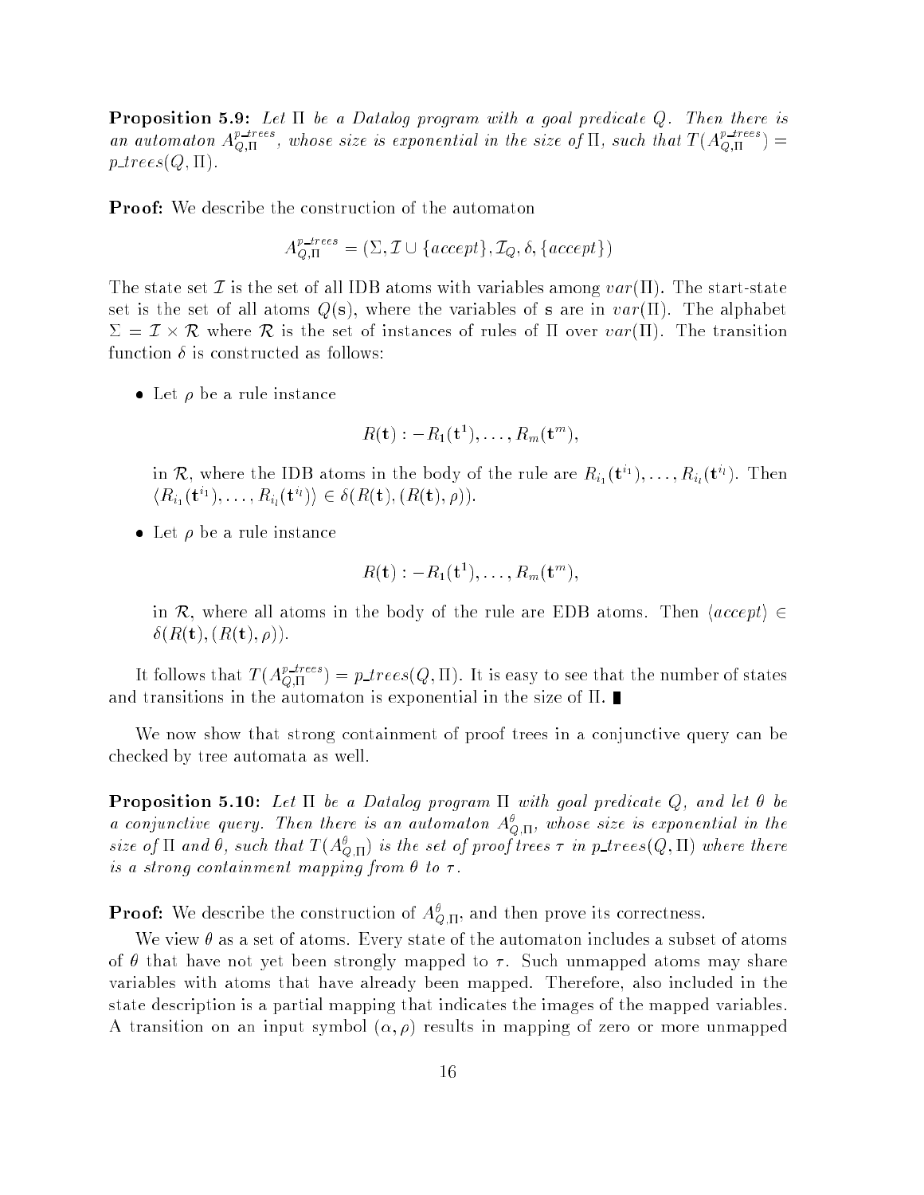**Proposition 5.9:** *Let $\Pi$ be a Datalog program with a goal predicate $Q$. Then there is an automaton $A^{p\_trees}_{Q,\Pi}$, whose size is exponential in the size of $\Pi$, such that $T(A^{p\_trees}_{Q,\Pi}) = p\_trees(Q, \Pi)$.*

**Proof:** We describe the construction of the automaton

$$A^{p\_trees}_{Q,\Pi} = (\Sigma, \mathcal{I} \cup \{accept\}, \mathcal{I}_Q, \delta, \{accept\})$$

The state set $\mathcal{I}$ is the set of all IDB atoms with variables among $var(\Pi)$. The start-state set is the set of all atoms $Q(\mathbf{s})$, where the variables of $\mathbf{s}$ are in $var(\Pi)$. The alphabet $\Sigma = \mathcal{I} \times \mathcal{R}$ where $\mathcal{R}$ is the set of instances of rules of $\Pi$ over $var(\Pi)$. The transition function $\delta$ is constructed as follows:

- Let $\rho$ be a rule instance

  $$R(\mathbf{t}) :- R_1(\mathbf{t}^1), \ldots, R_m(\mathbf{t}^m),$$

  in $\mathcal{R}$, where the IDB atoms in the body of the rule are $R_{i_1}(\mathbf{t}^{i_1}), \ldots, R_{i_l}(\mathbf{t}^{i_l})$. Then $\langle R_{i_1}(\mathbf{t}^{i_1}), \ldots, R_{i_l}(\mathbf{t}^{i_l}) \rangle \in \delta(R(\mathbf{t}), (R(\mathbf{t}), \rho))$.

- Let $\rho$ be a rule instance

  $$R(\mathbf{t}) :- R_1(\mathbf{t}^1), \ldots, R_m(\mathbf{t}^m),$$

  in $\mathcal{R}$, where all atoms in the body of the rule are EDB atoms. Then $\langle accept \rangle \in \delta(R(\mathbf{t}), (R(\mathbf{t}), \rho))$.

It follows that $T(A^{p\_trees}_{Q,\Pi}) = p\_trees(Q, \Pi)$. It is easy to see that the number of states and transitions in the automaton is exponential in the size of $\Pi$. ∎

We now show that strong containment of proof trees in a conjunctive query can be checked by tree automata as well.

**Proposition 5.10:** *Let $\Pi$ be a Datalog program $\Pi$ with goal predicate $Q$, and let $\theta$ be a conjunctive query. Then there is an automaton $A^{\theta}_{Q,\Pi}$, whose size is exponential in the size of $\Pi$ and $\theta$, such that $T(A^{\theta}_{Q,\Pi})$ is the set of proof trees $\tau$ in $p\_trees(Q, \Pi)$ where there is a strong containment mapping from $\theta$ to $\tau$.*

**Proof:** We describe the construction of $A^{\theta}_{Q,\Pi}$, and then prove its correctness.

We view $\theta$ as a set of atoms. Every state of the automaton includes a subset of atoms of $\theta$ that have not yet been strongly mapped to $\tau$. Such unmapped atoms may share variables with atoms that have already been mapped. Therefore, also included in the state description is a partial mapping that indicates the images of the mapped variables. A transition on an input symbol $(\alpha, \rho)$ results in mapping of zero or more unmapped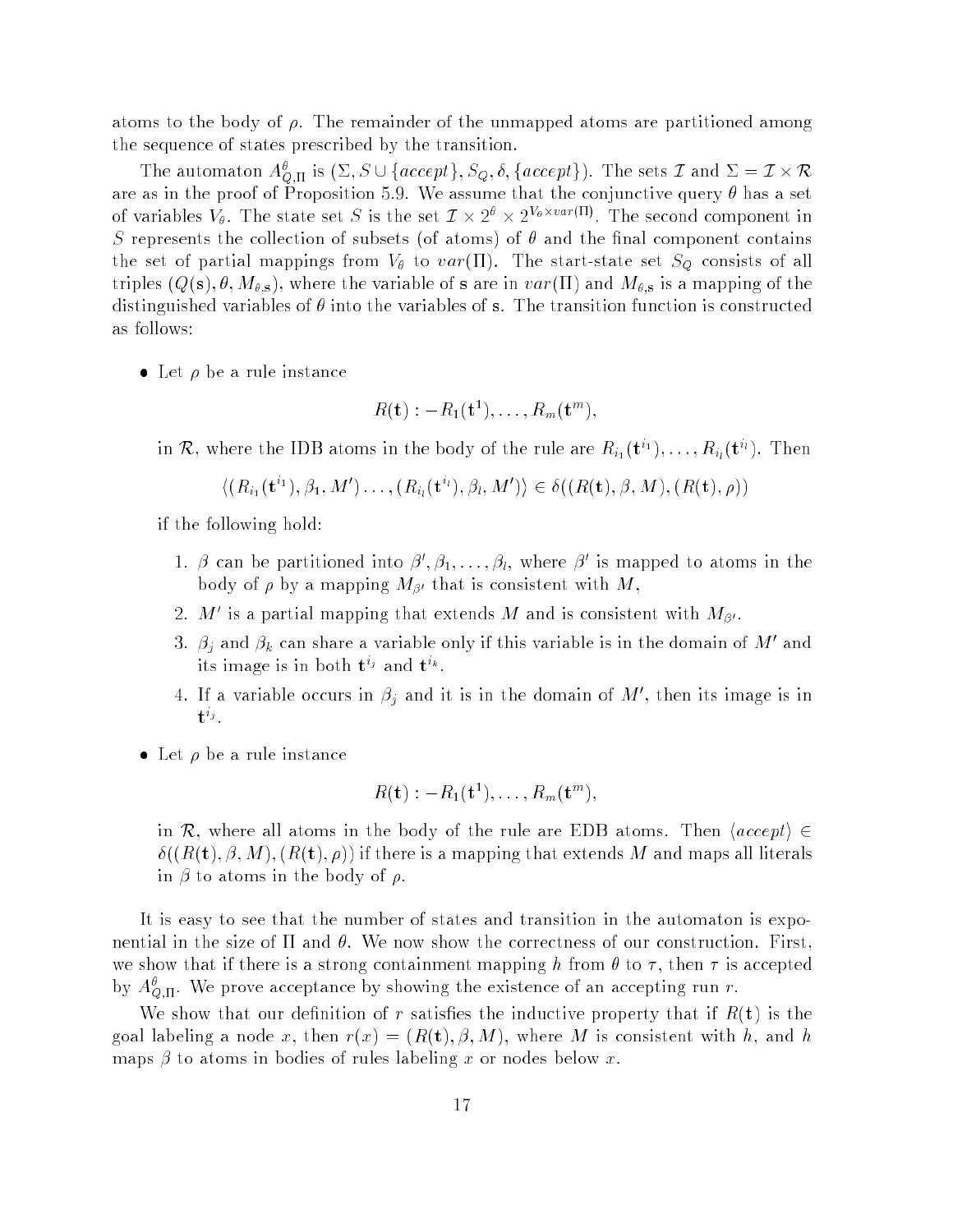atoms to the body of $\rho$. The remainder of the unmapped atoms are partitioned among the sequence of states prescribed by the transition.

The automaton $A^{\theta}_{Q,\Pi}$ is $(\Sigma, S \cup \{accept\}, S_Q, \delta, \{accept\})$. The sets $\mathcal{I}$ and $\Sigma = \mathcal{I} \times \mathcal{R}$ are as in the proof of Proposition 5.9. We assume that the conjunctive query $\theta$ has a set of variables $V_\theta$. The state set $S$ is the set $\mathcal{I} \times 2^{\theta} \times 2^{V_\theta \times var(\Pi)}$. The second component in $S$ represents the collection of subsets (of atoms) of $\theta$ and the final component contains the set of partial mappings from $V_\theta$ to $var(\Pi)$. The start-state set $S_Q$ consists of all triples $(Q(\mathbf{s}), \theta, M_{\theta,\mathbf{s}})$, where the variable of $\mathbf{s}$ are in $var(\Pi)$ and $M_{\theta,\mathbf{s}}$ is a mapping of the distinguished variables of $\theta$ into the variables of $\mathbf{s}$. The transition function is constructed as follows:

- Let $\rho$ be a rule instance

$$R(\mathbf{t}) : -R_1(\mathbf{t}^1), \ldots, R_m(\mathbf{t}^m),$$

in $\mathcal{R}$, where the IDB atoms in the body of the rule are $R_{i_1}(\mathbf{t}^{i_1}), \ldots, R_{i_l}(\mathbf{t}^{i_l})$. Then

$$\langle (R_{i_1}(\mathbf{t}^{i_1}), \beta_1, M') \ldots, (R_{i_l}(\mathbf{t}^{i_l}), \beta_l, M') \rangle \in \delta((R(\mathbf{t}), \beta, M), (R(\mathbf{t}), \rho))$$

if the following hold:

1. $\beta$ can be partitioned into $\beta', \beta_1, \ldots, \beta_l$, where $\beta'$ is mapped to atoms in the body of $\rho$ by a mapping $M_{\beta'}$ that is consistent with $M$,
2. $M'$ is a partial mapping that extends $M$ and is consistent with $M_{\beta'}$.
3. $\beta_j$ and $\beta_k$ can share a variable only if this variable is in the domain of $M'$ and its image is in both $\mathbf{t}^{i_j}$ and $\mathbf{t}^{i_k}$.
4. If a variable occurs in $\beta_j$ and it is in the domain of $M'$, then its image is in $\mathbf{t}^{i_j}$.

- Let $\rho$ be a rule instance

$$R(\mathbf{t}) : -R_1(\mathbf{t}^1), \ldots, R_m(\mathbf{t}^m),$$

in $\mathcal{R}$, where all atoms in the body of the rule are EDB atoms. Then $\langle accept \rangle \in \delta((R(\mathbf{t}), \beta, M), (R(\mathbf{t}), \rho))$ if there is a mapping that extends $M$ and maps all literals in $\beta$ to atoms in the body of $\rho$.

It is easy to see that the number of states and transition in the automaton is exponential in the size of $\Pi$ and $\theta$. We now show the correctness of our construction. First, we show that if there is a strong containment mapping $h$ from $\theta$ to $\tau$, then $\tau$ is accepted by $A^{\theta}_{Q,\Pi}$. We prove acceptance by showing the existence of an accepting run $r$.

We show that our definition of $r$ satisfies the inductive property that if $R(\mathbf{t})$ is the goal labeling a node $x$, then $r(x) = (R(\mathbf{t}), \beta, M)$, where $M$ is consistent with $h$, and $h$ maps $\beta$ to atoms in bodies of rules labeling $x$ or nodes below $x$.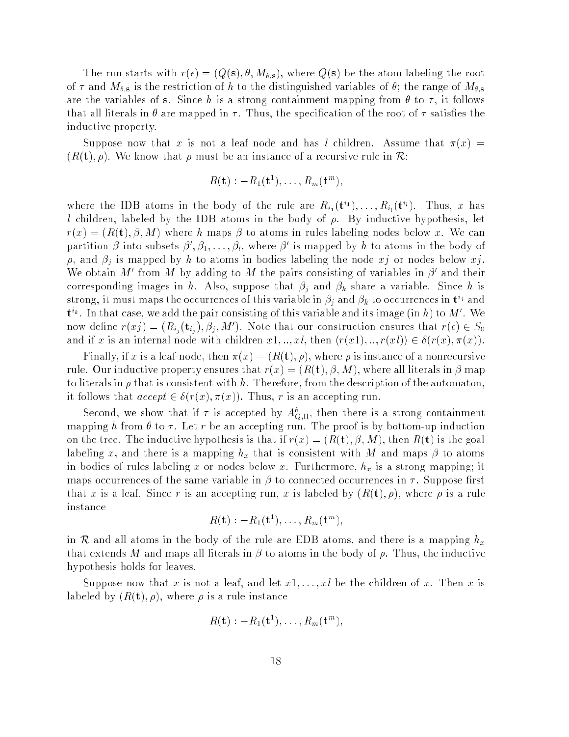The run starts with $r(\epsilon) = (Q(\mathbf{s}), \theta, M_{\theta,\mathbf{s}})$, where $Q(\mathbf{s})$ be the atom labeling the root of $\tau$ and $M_{\theta,\mathbf{s}}$ is the restriction of $h$ to the distinguished variables of $\theta$; the range of $M_{\theta,\mathbf{s}}$ are the variables of $\mathbf{s}$. Since $h$ is a strong containment mapping from $\theta$ to $\tau$, it follows that all literals in $\theta$ are mapped in $\tau$. Thus, the specification of the root of $\tau$ satisfies the inductive property.

Suppose now that $x$ is not a leaf node and has $l$ children. Assume that $\pi(x) = (R(\mathbf{t}), \rho)$. We know that $\rho$ must be an instance of a recursive rule in $\mathcal{R}$:

$$R(\mathbf{t}) : -R_1(\mathbf{t}^1), \ldots, R_m(\mathbf{t}^m),$$

where the IDB atoms in the body of the rule are $R_{i_1}(\mathbf{t}^{i_1}), \ldots, R_{i_l}(\mathbf{t}^{i_l})$. Thus, $x$ has $l$ children, labeled by the IDB atoms in the body of $\rho$. By inductive hypothesis, let $r(x) = (R(\mathbf{t}), \beta, M)$ where $h$ maps $\beta$ to atoms in rules labeling nodes below $x$. We can partition $\beta$ into subsets $\beta', \beta_1, \ldots, \beta_l$, where $\beta'$ is mapped by $h$ to atoms in the body of $\rho$, and $\beta_j$ is mapped by $h$ to atoms in bodies labeling the node $xj$ or nodes below $xj$. We obtain $M'$ from $M$ by adding to $M$ the pairs consisting of variables in $\beta'$ and their corresponding images in $h$. Also, suppose that $\beta_j$ and $\beta_k$ share a variable. Since $h$ is strong, it must maps the occurrences of this variable in $\beta_j$ and $\beta_k$ to occurrences in $\mathbf{t}^{i_j}$ and $\mathbf{t}^{i_k}$. In that case, we add the pair consisting of this variable and its image (in $h$) to $M'$. We now define $r(xj) = (R_{i_j}(\mathbf{t}_{i_j}), \beta_j, M')$. Note that our construction ensures that $r(\epsilon) \in S_0$ and if $x$ is an internal node with children $x1, .., xl$, then $\langle r(x1), .., r(xl)\rangle \in \delta(r(x), \pi(x))$.

Finally, if $x$ is a leaf-node, then $\pi(x) = (R(\mathbf{t}), \rho)$, where $\rho$ is instance of a nonrecursive rule. Our inductive property ensures that $r(x) = (R(\mathbf{t}), \beta, M)$, where all literals in $\beta$ map to literals in $\rho$ that is consistent with $h$. Therefore, from the description of the automaton, it follows that $accept \in \delta(r(x), \pi(x))$. Thus, $r$ is an accepting run.

Second, we show that if $\tau$ is accepted by $A^{\theta}_{Q,\Pi}$, then there is a strong containment mapping $h$ from $\theta$ to $\tau$. Let $r$ be an accepting run. The proof is by bottom-up induction on the tree. The inductive hypothesis is that if $r(x) = (R(\mathbf{t}), \beta, M)$, then $R(\mathbf{t})$ is the goal labeling $x$, and there is a mapping $h_x$ that is consistent with $M$ and maps $\beta$ to atoms in bodies of rules labeling $x$ or nodes below $x$. Furthermore, $h_x$ is a strong mapping; it maps occurrences of the same variable in $\beta$ to connected occurrences in $\tau$. Suppose first that $x$ is a leaf. Since $r$ is an accepting run, $x$ is labeled by $(R(\mathbf{t}), \rho)$, where $\rho$ is a rule instance

$$R(\mathbf{t}) : -R_1(\mathbf{t}^1), \ldots, R_m(\mathbf{t}^m),$$

in $\mathcal{R}$ and all atoms in the body of the rule are EDB atoms, and there is a mapping $h_x$ that extends $M$ and maps all literals in $\beta$ to atoms in the body of $\rho$. Thus, the inductive hypothesis holds for leaves.

Suppose now that $x$ is not a leaf, and let $x1, \ldots, xl$ be the children of $x$. Then $x$ is labeled by $(R(\mathbf{t}), \rho)$, where $\rho$ is a rule instance

$$R(\mathbf{t}) : -R_1(\mathbf{t}^1), \ldots, R_m(\mathbf{t}^m),$$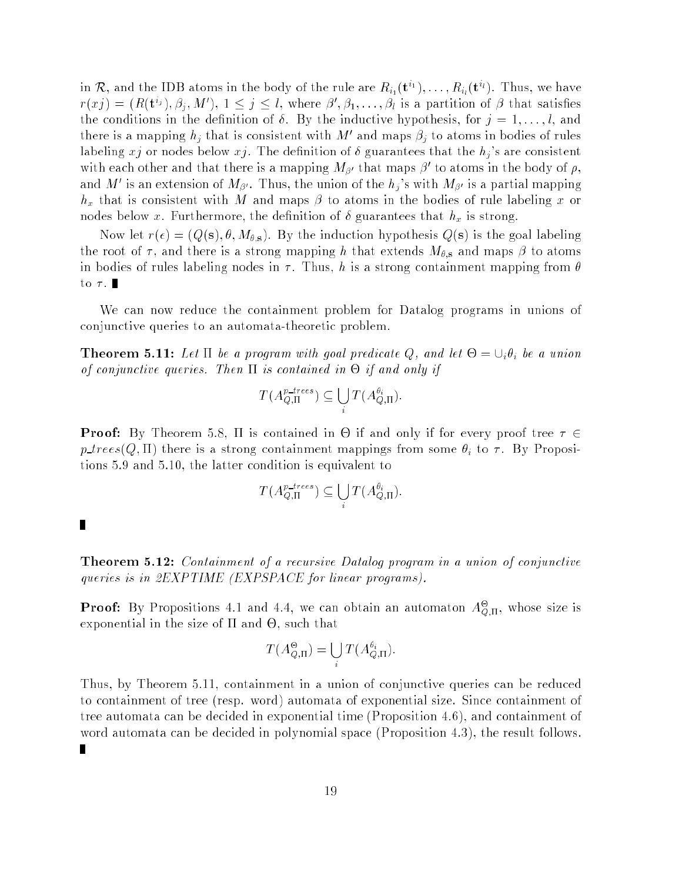in $\mathcal{R}$, and the IDB atoms in the body of the rule are $R_{i_1}(\mathbf{t}^{i_1}), \ldots, R_{i_l}(\mathbf{t}^{i_l})$. Thus, we have $r(xj) = (R(\mathbf{t}^{i_j}), \beta_j, M')$, $1 \leq j \leq l$, where $\beta', \beta_1, \ldots, \beta_l$ is a partition of $\beta$ that satisfies the conditions in the definition of $\delta$. By the inductive hypothesis, for $j = 1, \ldots, l$, and there is a mapping $h_j$ that is consistent with $M'$ and maps $\beta_j$ to atoms in bodies of rules labeling $xj$ or nodes below $xj$. The definition of $\delta$ guarantees that the $h_j$'s are consistent with each other and that there is a mapping $M_{\beta'}$ that maps $\beta'$ to atoms in the body of $\rho$, and $M'$ is an extension of $M_{\beta'}$. Thus, the union of the $h_j$'s with $M_{\beta'}$ is a partial mapping $h_x$ that is consistent with $M$ and maps $\beta$ to atoms in the bodies of rule labeling $x$ or nodes below $x$. Furthermore, the definition of $\delta$ guarantees that $h_x$ is strong.

Now let $r(\epsilon) = (Q(\mathbf{s}), \theta, M_{\theta,\mathbf{s}})$. By the induction hypothesis $Q(\mathbf{s})$ is the goal labeling the root of $\tau$, and there is a strong mapping $h$ that extends $M_{\theta,\mathbf{s}}$ and maps $\beta$ to atoms in bodies of rules labeling nodes in $\tau$. Thus, $h$ is a strong containment mapping from $\theta$ to $\tau$. ∎

We can now reduce the containment problem for Datalog programs in unions of conjunctive queries to an automata-theoretic problem.

**Theorem 5.11:** *Let $\Pi$ be a program with goal predicate $Q$, and let $\Theta = \cup_i \theta_i$ be a union of conjunctive queries. Then $\Pi$ is contained in $\Theta$ if and only if*

$$T(A_{Q,\Pi}^{p\_trees}) \subseteq \bigcup_i T(A_{Q,\Pi}^{\theta_i}).$$

**Proof:** By Theorem 5.8, $\Pi$ is contained in $\Theta$ if and only if for every proof tree $\tau \in p\_trees(Q, \Pi)$ there is a strong containment mappings from some $\theta_i$ to $\tau$. By Propositions 5.9 and 5.10, the latter condition is equivalent to

$$T(A_{Q,\Pi}^{p\_trees}) \subseteq \bigcup_i T(A_{Q,\Pi}^{\theta_i}).$$

∎

**Theorem 5.12:** *Containment of a recursive Datalog program in a union of conjunctive queries is in 2EXPTIME (EXPSPACE for linear programs).*

**Proof:** By Propositions 4.1 and 4.4, we can obtain an automaton $A_{Q,\Pi}^{\Theta}$, whose size is exponential in the size of $\Pi$ and $\Theta$, such that

$$T(A_{Q,\Pi}^{\Theta}) = \bigcup_i T(A_{Q,\Pi}^{\theta_i}).$$

Thus, by Theorem 5.11, containment in a union of conjunctive queries can be reduced to containment of tree (resp. word) automata of exponential size. Since containment of tree automata can be decided in exponential time (Proposition 4.6), and containment of word automata can be decided in polynomial space (Proposition 4.3), the result follows. ∎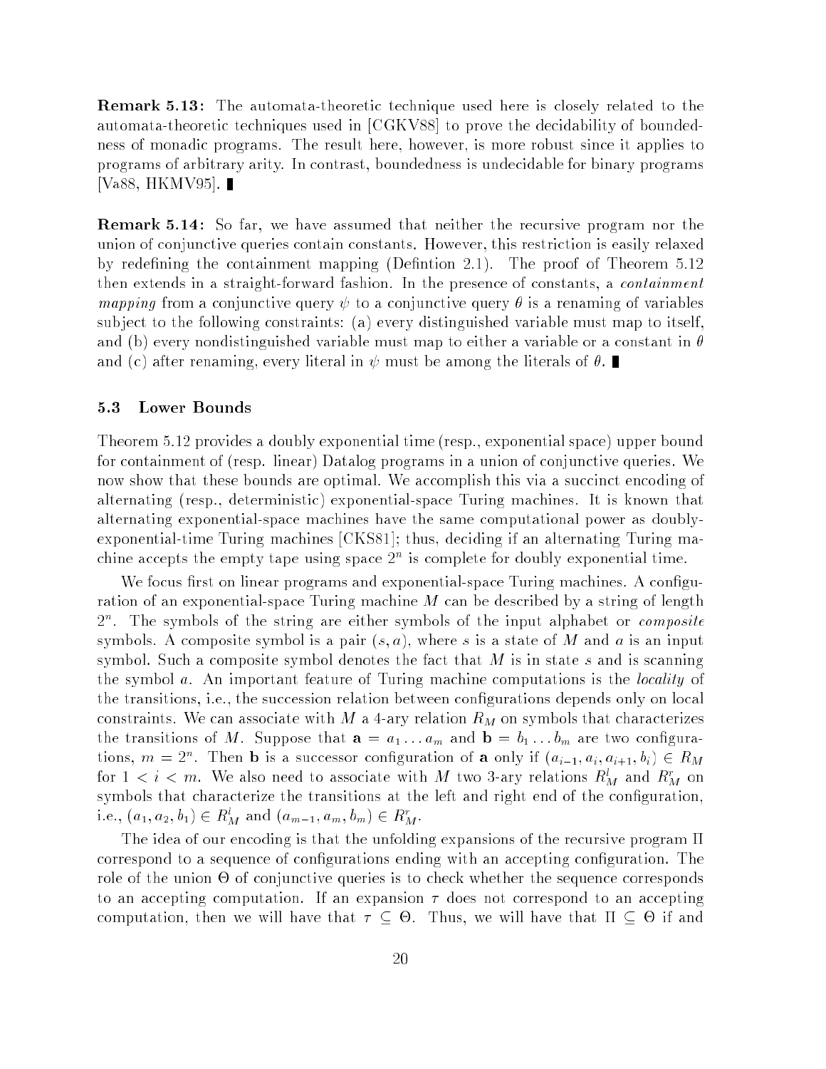**Remark 5.13:** The automata-theoretic technique used here is closely related to the automata-theoretic techniques used in [CGKV88] to prove the decidability of boundedness of monadic programs. The result here, however, is more robust since it applies to programs of arbitrary arity. In contrast, boundedness is undecidable for binary programs [Va88, HKMV95]. ∎

**Remark 5.14:** So far, we have assumed that neither the recursive program nor the union of conjunctive queries contain constants. However, this restriction is easily relaxed by redefining the containment mapping (Defintion 2.1). The proof of Theorem 5.12 then extends in a straight-forward fashion. In the presence of constants, a *containment mapping* from a conjunctive query $\psi$ to a conjunctive query $\theta$ is a renaming of variables subject to the following constraints: (a) every distinguished variable must map to itself, and (b) every nondistinguished variable must map to either a variable or a constant in $\theta$ and (c) after renaming, every literal in $\psi$ must be among the literals of $\theta$. ∎

### 5.3 Lower Bounds

Theorem 5.12 provides a doubly exponential time (resp., exponential space) upper bound for containment of (resp. linear) Datalog programs in a union of conjunctive queries. We now show that these bounds are optimal. We accomplish this via a succinct encoding of alternating (resp., deterministic) exponential-space Turing machines. It is known that alternating exponential-space machines have the same computational power as doubly-exponential-time Turing machines [CKS81]; thus, deciding if an alternating Turing machine accepts the empty tape using space $2^n$ is complete for doubly exponential time.

We focus first on linear programs and exponential-space Turing machines. A configuration of an exponential-space Turing machine $M$ can be described by a string of length $2^n$. The symbols of the string are either symbols of the input alphabet or *composite* symbols. A composite symbol is a pair $(s, a)$, where $s$ is a state of $M$ and $a$ is an input symbol. Such a composite symbol denotes the fact that $M$ is in state $s$ and is scanning the symbol $a$. An important feature of Turing machine computations is the *locality* of the transitions, i.e., the succession relation between configurations depends only on local constraints. We can associate with $M$ a 4-ary relation $R_M$ on symbols that characterizes the transitions of $M$. Suppose that $\mathbf{a} = a_1 \ldots a_m$ and $\mathbf{b} = b_1 \ldots b_m$ are two configurations, $m = 2^n$. Then $\mathbf{b}$ is a successor configuration of $\mathbf{a}$ only if $(a_{i-1}, a_i, a_{i+1}, b_i) \in R_M$ for $1 < i < m$. We also need to associate with $M$ two 3-ary relations $R^l_M$ and $R^r_M$ on symbols that characterize the transitions at the left and right end of the configuration, i.e., $(a_1, a_2, b_1) \in R^l_M$ and $(a_{m-1}, a_m, b_m) \in R^r_M$.

The idea of our encoding is that the unfolding expansions of the recursive program $\Pi$ correspond to a sequence of configurations ending with an accepting configuration. The role of the union $\Theta$ of conjunctive queries is to check whether the sequence corresponds to an accepting computation. If an expansion $\tau$ does not correspond to an accepting computation, then we will have that $\tau \subseteq \Theta$. Thus, we will have that $\Pi \subseteq \Theta$ if and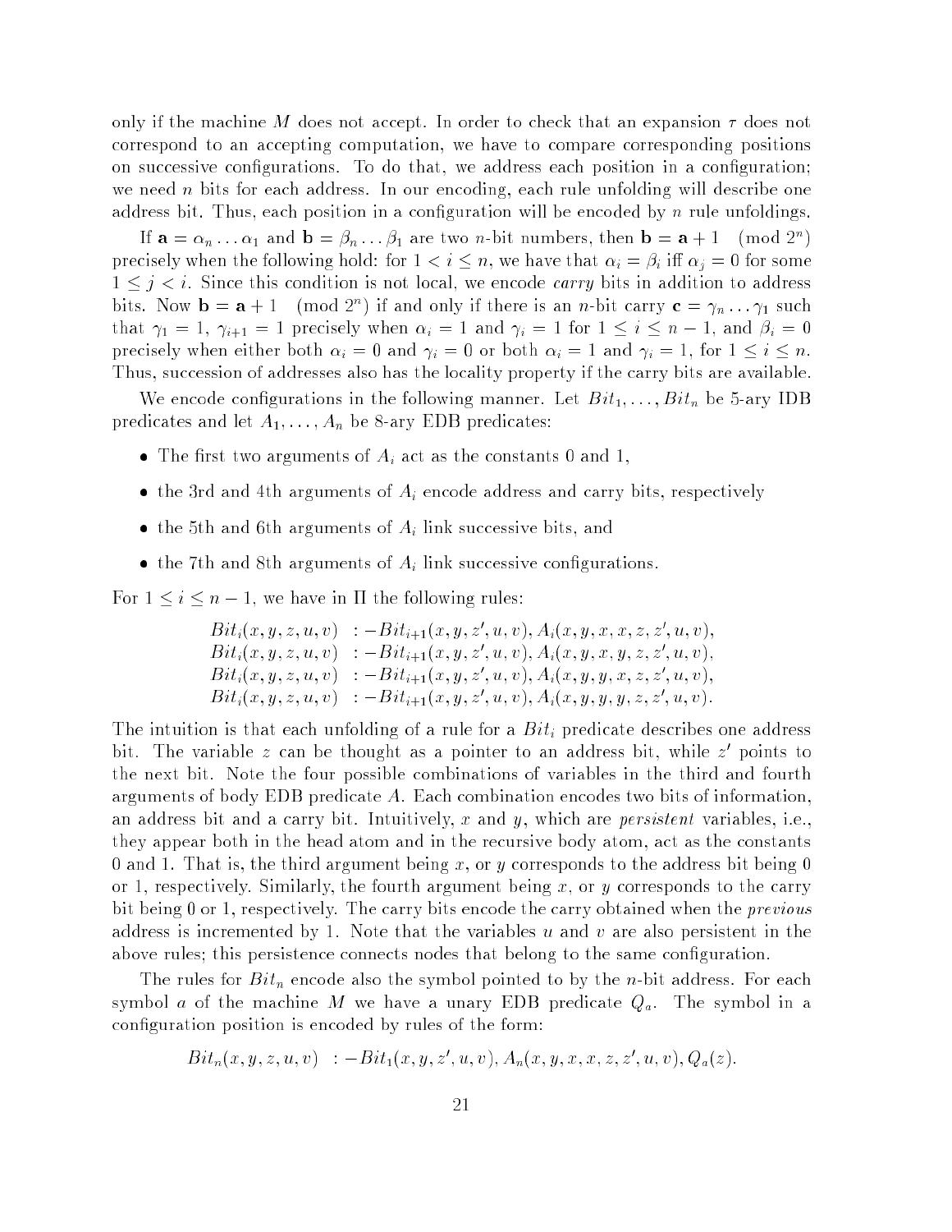only if the machine $M$ does not accept. In order to check that an expansion $\tau$ does not correspond to an accepting computation, we have to compare corresponding positions on successive configurations. To do that, we address each position in a configuration; we need $n$ bits for each address. In our encoding, each rule unfolding will describe one address bit. Thus, each position in a configuration will be encoded by $n$ rule unfoldings.

If $\mathbf{a} = \alpha_n \ldots \alpha_1$ and $\mathbf{b} = \beta_n \ldots \beta_1$ are two $n$-bit numbers, then $\mathbf{b} = \mathbf{a} + 1 \pmod{2^n}$ precisely when the following hold: for $1 < i \leq n$, we have that $\alpha_i = \beta_i$ iff $\alpha_j = 0$ for some $1 \leq j < i$. Since this condition is not local, we encode *carry* bits in addition to address bits. Now $\mathbf{b} = \mathbf{a} + 1 \pmod{2^n}$ if and only if there is an $n$-bit carry $\mathbf{c} = \gamma_n \ldots \gamma_1$ such that $\gamma_1 = 1$, $\gamma_{i+1} = 1$ precisely when $\alpha_i = 1$ and $\gamma_i = 1$ for $1 \leq i \leq n-1$, and $\beta_i = 0$ precisely when either both $\alpha_i = 0$ and $\gamma_i = 0$ or both $\alpha_i = 1$ and $\gamma_i = 1$, for $1 \leq i \leq n$. Thus, succession of addresses also has the locality property if the carry bits are available.

We encode configurations in the following manner. Let $Bit_1, \ldots, Bit_n$ be 5-ary IDB predicates and let $A_1, \ldots, A_n$ be 8-ary EDB predicates:

- The first two arguments of $A_i$ act as the constants 0 and 1,
- the 3rd and 4th arguments of $A_i$ encode address and carry bits, respectively
- the 5th and 6th arguments of $A_i$ link successive bits, and
- the 7th and 8th arguments of $A_i$ link successive configurations.

For $1 \leq i \leq n-1$, we have in $\Pi$ the following rules:

$$
\begin{aligned}
Bit_i(x, y, z, u, v) &\ :- Bit_{i+1}(x, y, z', u, v), A_i(x, y, x, x, z, z', u, v), \\
Bit_i(x, y, z, u, v) &\ :- Bit_{i+1}(x, y, z', u, v), A_i(x, y, x, y, z, z', u, v), \\
Bit_i(x, y, z, u, v) &\ :- Bit_{i+1}(x, y, z', u, v), A_i(x, y, y, x, z, z', u, v), \\
Bit_i(x, y, z, u, v) &\ :- Bit_{i+1}(x, y, z', u, v), A_i(x, y, y, y, z, z', u, v).
\end{aligned}
$$

The intuition is that each unfolding of a rule for a $Bit_i$ predicate describes one address bit. The variable $z$ can be thought as a pointer to an address bit, while $z'$ points to the next bit. Note the four possible combinations of variables in the third and fourth arguments of body EDB predicate $A$. Each combination encodes two bits of information, an address bit and a carry bit. Intuitively, $x$ and $y$, which are *persistent* variables, i.e., they appear both in the head atom and in the recursive body atom, act as the constants 0 and 1. That is, the third argument being $x$, or $y$ corresponds to the address bit being 0 or 1, respectively. Similarly, the fourth argument being $x$, or $y$ corresponds to the carry bit being 0 or 1, respectively. The carry bits encode the carry obtained when the *previous* address is incremented by 1. Note that the variables $u$ and $v$ are also persistent in the above rules; this persistence connects nodes that belong to the same configuration.

The rules for $Bit_n$ encode also the symbol pointed to by the $n$-bit address. For each symbol $a$ of the machine $M$ we have a unary EDB predicate $Q_a$. The symbol in a configuration position is encoded by rules of the form:

$$
Bit_n(x, y, z, u, v) \ :- Bit_1(x, y, z', u, v), A_n(x, y, x, x, z, z', u, v), Q_a(z).
$$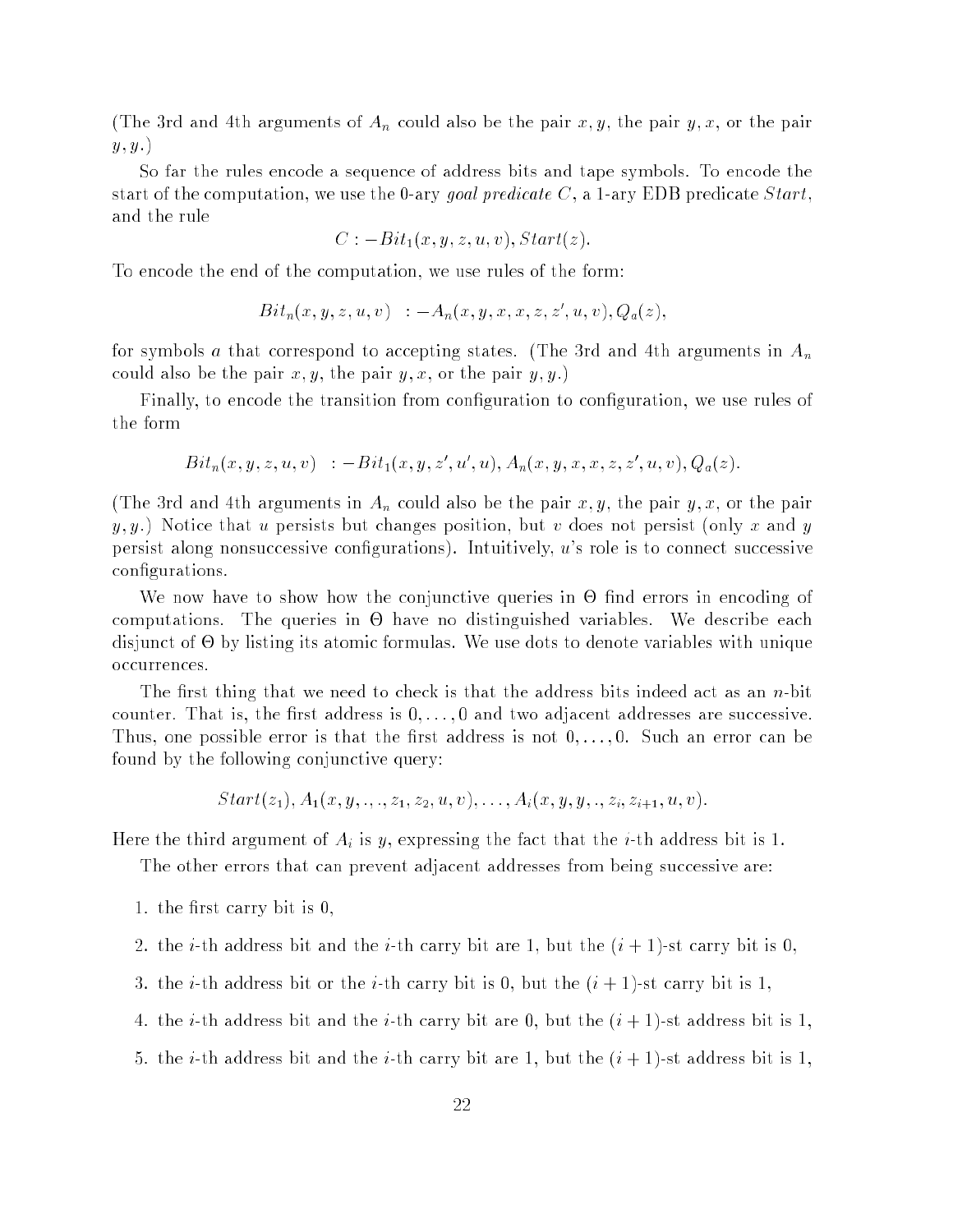(The 3rd and 4th arguments of $A_n$ could also be the pair $x, y$, the pair $y, x$, or the pair $y, y$.)

So far the rules encode a sequence of address bits and tape symbols. To encode the start of the computation, we use the 0-ary *goal predicate* $C$, a 1-ary EDB predicate $Start$, and the rule

$$C :- Bit_1(x, y, z, u, v), Start(z).$$

To encode the end of the computation, we use rules of the form:

$$Bit_n(x, y, z, u, v) \ :- A_n(x, y, x, x, z, z', u, v), Q_a(z),$$

for symbols $a$ that correspond to accepting states. (The 3rd and 4th arguments in $A_n$ could also be the pair $x, y$, the pair $y, x$, or the pair $y, y$.)

Finally, to encode the transition from configuration to configuration, we use rules of the form

$$Bit_n(x, y, z, u, v) \ :- Bit_1(x, y, z', u', u), A_n(x, y, x, x, z, z', u, v), Q_a(z).$$

(The 3rd and 4th arguments in $A_n$ could also be the pair $x, y$, the pair $y, x$, or the pair $y, y$.) Notice that $u$ persists but changes position, but $v$ does not persist (only $x$ and $y$ persist along nonsuccessive configurations). Intuitively, $u$'s role is to connect successive configurations.

We now have to show how the conjunctive queries in $\Theta$ find errors in encoding of computations. The queries in $\Theta$ have no distinguished variables. We describe each disjunct of $\Theta$ by listing its atomic formulas. We use dots to denote variables with unique occurrences.

The first thing that we need to check is that the address bits indeed act as an $n$-bit counter. That is, the first address is $0, \ldots, 0$ and two adjacent addresses are successive. Thus, one possible error is that the first address is not $0, \ldots, 0$. Such an error can be found by the following conjunctive query:

$$Start(z_1), A_1(x, y, ., ., z_1, z_2, u, v), \ldots, A_i(x, y, y, ., z_i, z_{i+1}, u, v).$$

Here the third argument of $A_i$ is $y$, expressing the fact that the $i$-th address bit is 1.

The other errors that can prevent adjacent addresses from being successive are:

1. the first carry bit is 0,
2. the $i$-th address bit and the $i$-th carry bit are 1, but the $(i+1)$-st carry bit is 0,
3. the $i$-th address bit or the $i$-th carry bit is 0, but the $(i+1)$-st carry bit is 1,
4. the $i$-th address bit and the $i$-th carry bit are 0, but the $(i+1)$-st address bit is 1,
5. the $i$-th address bit and the $i$-th carry bit are 1, but the $(i+1)$-st address bit is 1,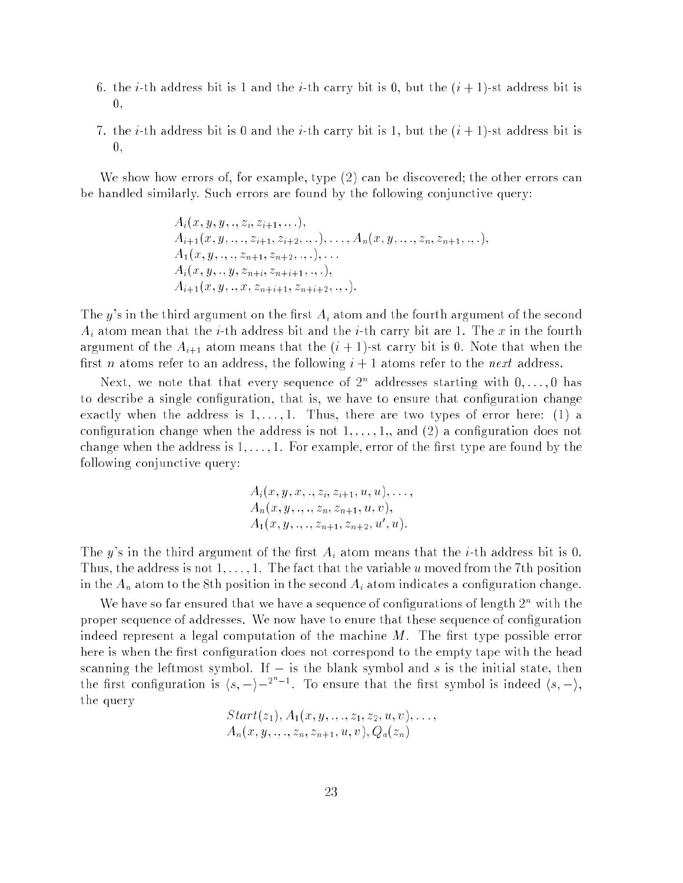6. the $i$-th address bit is 1 and the $i$-th carry bit is 0, but the $(i+1)$-st address bit is 0,

7. the $i$-th address bit is 0 and the $i$-th carry bit is 1, but the $(i+1)$-st address bit is 0,

We show how errors of, for example, type (2) can be discovered; the other errors can be handled similarly. Such errors are found by the following conjunctive query:

$$
\begin{array}{l}
A_i(x, y, y, ., z_i, z_{i+1}, ., .), \\
A_{i+1}(x, y, ., ., z_{i+1}, z_{i+2}, ., .), \ldots, A_n(x, y, ., ., z_n, z_{n+1}, ., .), \\
A_1(x, y, ., ., z_{n+1}, z_{n+2}, ., .), \ldots \\
A_i(x, y, ., y, z_{n+i}, z_{n+i+1}, ., .), \\
A_{i+1}(x, y, ., x, z_{n+i+1}, z_{n+i+2}, ., .).
\end{array}
$$

The $y$'s in the third argument on the first $A_i$ atom and the fourth argument of the second $A_i$ atom mean that the $i$-th address bit and the $i$-th carry bit are 1. The $x$ in the fourth argument of the $A_{i+1}$ atom means that the $(i+1)$-st carry bit is 0. Note that when the first $n$ atoms refer to an address, the following $i+1$ atoms refer to the *next* address.

Next, we note that that every sequence of $2^n$ addresses starting with $0, \ldots, 0$ has to describe a single configuration, that is, we have to ensure that configuration change exactly when the address is $1, \ldots, 1$. Thus, there are two types of error here: (1) a configuration change when the address is not $1, \ldots, 1$,, and (2) a configuration does not change when the address is $1, \ldots, 1$. For example, error of the first type are found by the following conjunctive query:

$$
\begin{array}{l}
A_i(x, y, x, ., z_i, z_{i+1}, u, u), \ldots, \\
A_n(x, y, ., ., z_n, z_{n+1}, u, v), \\
A_1(x, y, ., ., z_{n+1}, z_{n+2}, u', u).
\end{array}
$$

The $y$'s in the third argument of the first $A_i$ atom means that the $i$-th address bit is 0. Thus, the address is not $1, \ldots, 1$. The fact that the variable $u$ moved from the 7th position in the $A_n$ atom to the 8th position in the second $A_i$ atom indicates a configuration change.

We have so far ensured that we have a sequence of configurations of length $2^n$ with the proper sequence of addresses. We now have to enure that these sequence of configuration indeed represent a legal computation of the machine $M$. The first type possible error here is when the first configuration does not correspond to the empty tape with the head scanning the leftmost symbol. If $-$ is the blank symbol and $s$ is the initial state, then the first configuration is $\langle s, - \rangle -^{2^n - 1}$. To ensure that the first symbol is indeed $\langle s, - \rangle$, the query

$$
\begin{array}{l}
Start(z_1), A_1(x, y, ., ., z_1, z_2, u, v), \ldots, \\
A_n(x, y, ., ., z_n, z_{n+1}, u, v), Q_a(z_n)
\end{array}
$$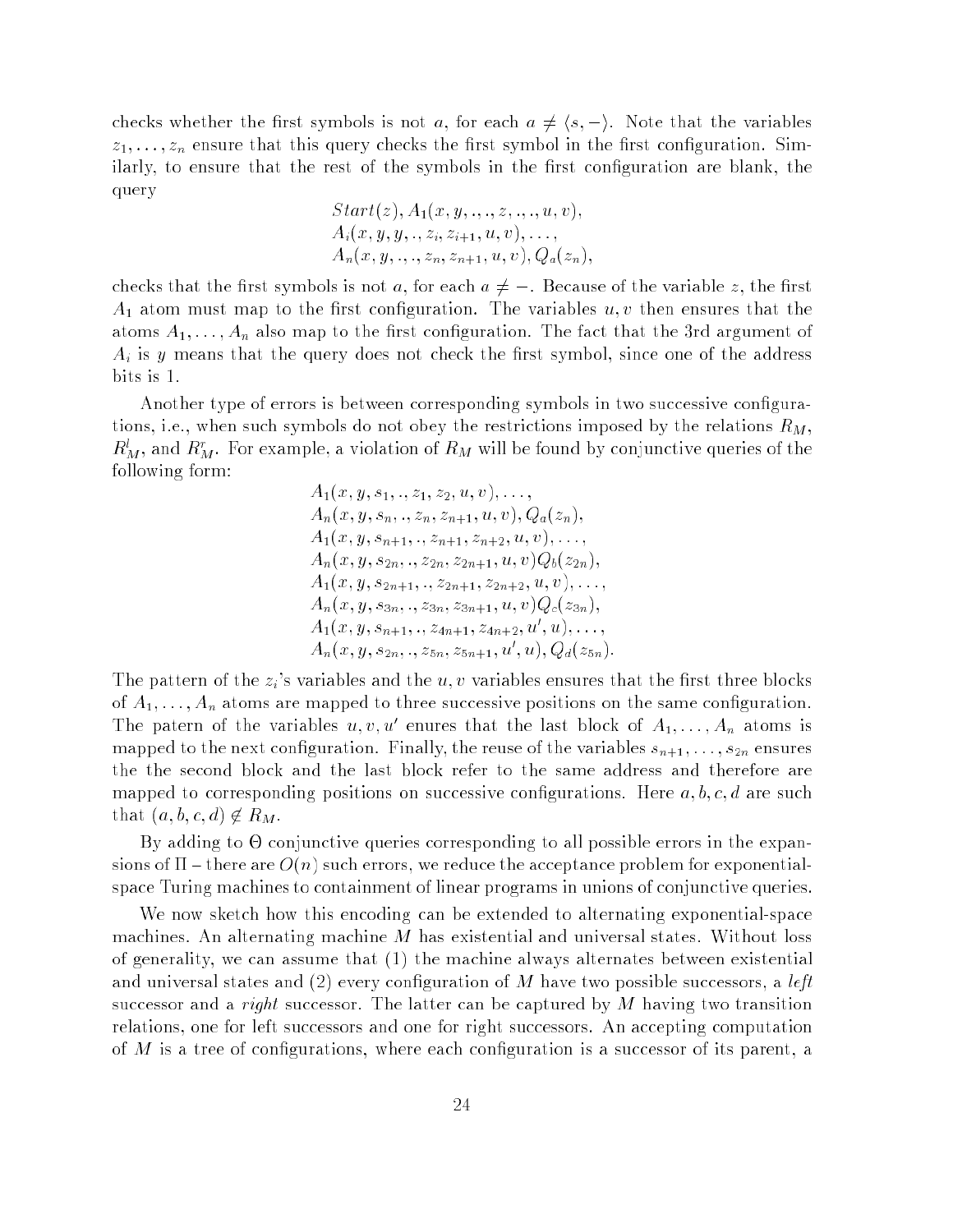checks whether the first symbols is not $a$, for each $a \neq \langle s, - \rangle$. Note that the variables $z_1, \ldots, z_n$ ensure that this query checks the first symbol in the first configuration. Similarly, to ensure that the rest of the symbols in the first configuration are blank, the query

$$
\begin{array}{l}
Start(z), A_1(x, y, ., ., z, ., ., u, v), \\
A_i(x, y, y, ., z_i, z_{i+1}, u, v), \ldots, \\
A_n(x, y, ., ., z_n, z_{n+1}, u, v), Q_a(z_n),
\end{array}
$$

checks that the first symbols is not $a$, for each $a \neq -$. Because of the variable $z$, the first $A_1$ atom must map to the first configuration. The variables $u, v$ then ensures that the atoms $A_1, \ldots, A_n$ also map to the first configuration. The fact that the 3rd argument of $A_i$ is $y$ means that the query does not check the first symbol, since one of the address bits is 1.

Another type of errors is between corresponding symbols in two successive configurations, i.e., when such symbols do not obey the restrictions imposed by the relations $R_M$, $R^l_M$, and $R^r_M$. For example, a violation of $R_M$ will be found by conjunctive queries of the following form:

$$
\begin{array}{l}
A_1(x, y, s_1, ., z_1, z_2, u, v), \ldots, \\
A_n(x, y, s_n, ., z_n, z_{n+1}, u, v), Q_a(z_n), \\
A_1(x, y, s_{n+1}, ., z_{n+1}, z_{n+2}, u, v), \ldots, \\
A_n(x, y, s_{2n}, ., z_{2n}, z_{2n+1}, u, v) Q_b(z_{2n}), \\
A_1(x, y, s_{2n+1}, ., z_{2n+1}, z_{2n+2}, u, v), \ldots, \\
A_n(x, y, s_{3n}, ., z_{3n}, z_{3n+1}, u, v) Q_c(z_{3n}), \\
A_1(x, y, s_{n+1}, ., z_{4n+1}, z_{4n+2}, u', u), \ldots, \\
A_n(x, y, s_{2n}, ., z_{5n}, z_{5n+1}, u', u), Q_d(z_{5n}).
\end{array}
$$

The pattern of the $z_i$'s variables and the $u, v$ variables ensures that the first three blocks of $A_1, \ldots, A_n$ atoms are mapped to three successive positions on the same configuration. The patern of the variables $u, v, u'$ enures that the last block of $A_1, \ldots, A_n$ atoms is mapped to the next configuration. Finally, the reuse of the variables $s_{n+1}, \ldots, s_{2n}$ ensures the the second block and the last block refer to the same address and therefore are mapped to corresponding positions on successive configurations. Here $a, b, c, d$ are such that $(a, b, c, d) \notin R_M$.

By adding to $\Theta$ conjunctive queries corresponding to all possible errors in the expansions of $\Pi$ – there are $O(n)$ such errors, we reduce the acceptance problem for exponential-space Turing machines to containment of linear programs in unions of conjunctive queries.

We now sketch how this encoding can be extended to alternating exponential-space machines. An alternating machine $M$ has existential and universal states. Without loss of generality, we can assume that (1) the machine always alternates between existential and universal states and (2) every configuration of $M$ have two possible successors, a *left* successor and a *right* successor. The latter can be captured by $M$ having two transition relations, one for left successors and one for right successors. An accepting computation of $M$ is a tree of configurations, where each configuration is a successor of its parent, a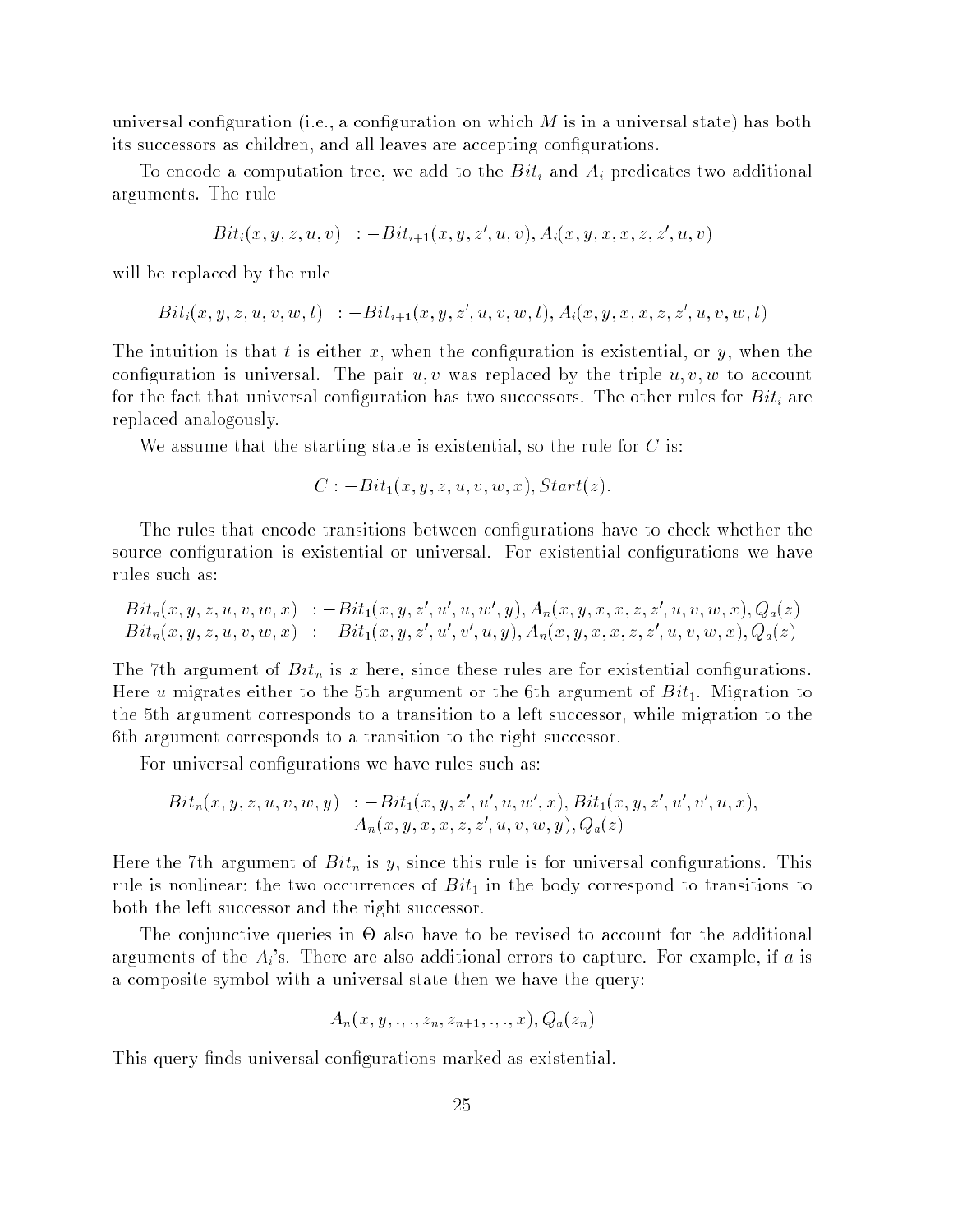universal configuration (i.e., a configuration on which $M$ is in a universal state) has both its successors as children, and all leaves are accepting configurations.

To encode a computation tree, we add to the $Bit_i$ and $A_i$ predicates two additional arguments. The rule

$$Bit_i(x, y, z, u, v) \ :- Bit_{i+1}(x, y, z', u, v), A_i(x, y, x, x, z, z', u, v)$$

will be replaced by the rule

$$Bit_i(x, y, z, u, v, w, t) \ :- Bit_{i+1}(x, y, z', u, v, w, t), A_i(x, y, x, x, z, z', u, v, w, t)$$

The intuition is that $t$ is either $x$, when the configuration is existential, or $y$, when the configuration is universal. The pair $u, v$ was replaced by the triple $u, v, w$ to account for the fact that universal configuration has two successors. The other rules for $Bit_i$ are replaced analogously.

We assume that the starting state is existential, so the rule for $C$ is:

$$C :- Bit_1(x, y, z, u, v, w, x), Start(z).$$

The rules that encode transitions between configurations have to check whether the source configuration is existential or universal. For existential configurations we have rules such as:

$$Bit_n(x, y, z, u, v, w, x) \ :- Bit_1(x, y, z', u', u, w', y), A_n(x, y, x, x, z, z', u, v, w, x), Q_a(z)$$
$$Bit_n(x, y, z, u, v, w, x) \ :- Bit_1(x, y, z', u', v', u, y), A_n(x, y, x, x, z, z', u, v, w, x), Q_a(z)$$

The 7th argument of $Bit_n$ is $x$ here, since these rules are for existential configurations. Here $u$ migrates either to the 5th argument or the 6th argument of $Bit_1$. Migration to the 5th argument corresponds to a transition to a left successor, while migration to the 6th argument corresponds to a transition to the right successor.

For universal configurations we have rules such as:

$$Bit_n(x, y, z, u, v, w, y) \ :- Bit_1(x, y, z', u', u, w', x), Bit_1(x, y, z', u', v', u, x), A_n(x, y, x, x, z, z', u, v, w, y), Q_a(z)$$

Here the 7th argument of $Bit_n$ is $y$, since this rule is for universal configurations. This rule is nonlinear; the two occurrences of $Bit_1$ in the body correspond to transitions to both the left successor and the right successor.

The conjunctive queries in $\Theta$ also have to be revised to account for the additional arguments of the $A_i$'s. There are also additional errors to capture. For example, if $a$ is a composite symbol with a universal state then we have the query:

$$A_n(x, y, ., ., z_n, z_{n+1}, ., ., x), Q_a(z_n)$$

This query finds universal configurations marked as existential.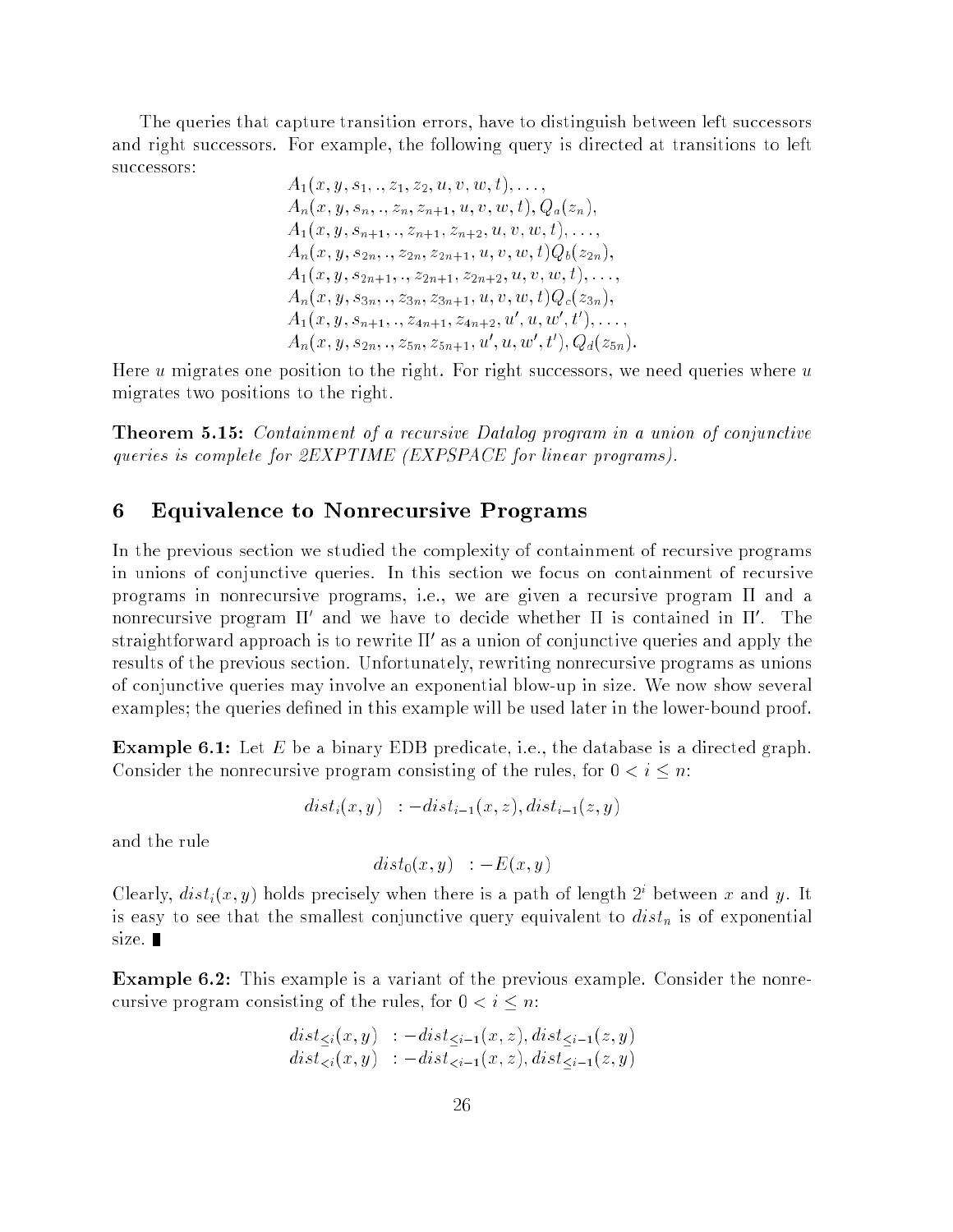The queries that capture transition errors, have to distinguish between left successors and right successors. For example, the following query is directed at transitions to left successors:

$$
\begin{array}{l}
A_1(x, y, s_1, ., z_1, z_2, u, v, w, t), \ldots, \\
A_n(x, y, s_n, ., z_n, z_{n+1}, u, v, w, t), Q_a(z_n), \\
A_1(x, y, s_{n+1}, ., z_{n+1}, z_{n+2}, u, v, w, t), \ldots, \\
A_n(x, y, s_{2n}, ., z_{2n}, z_{2n+1}, u, v, w, t) Q_b(z_{2n}), \\
A_1(x, y, s_{2n+1}, ., z_{2n+1}, z_{2n+2}, u, v, w, t), \ldots, \\
A_n(x, y, s_{3n}, ., z_{3n}, z_{3n+1}, u, v, w, t) Q_c(z_{3n}), \\
A_1(x, y, s_{n+1}, ., z_{4n+1}, z_{4n+2}, u', u, w', t'), \ldots, \\
A_n(x, y, s_{2n}, ., z_{5n}, z_{5n+1}, u', u, w', t'), Q_d(z_{5n}).
\end{array}
$$

Here $u$ migrates one position to the right. For right successors, we need queries where $u$ migrates two positions to the right.

**Theorem 5.15:** *Containment of a recursive Datalog program in a union of conjunctive queries is complete for 2EXPTIME (EXPSPACE for linear programs).*

## 6 Equivalence to Nonrecursive Programs

In the previous section we studied the complexity of containment of recursive programs in unions of conjunctive queries. In this section we focus on containment of recursive programs in nonrecursive programs, i.e., we are given a recursive program $\Pi$ and a nonrecursive program $\Pi'$ and we have to decide whether $\Pi$ is contained in $\Pi'$. The straightforward approach is to rewrite $\Pi'$ as a union of conjunctive queries and apply the results of the previous section. Unfortunately, rewriting nonrecursive programs as unions of conjunctive queries may involve an exponential blow-up in size. We now show several examples; the queries defined in this example will be used later in the lower-bound proof.

**Example 6.1:** Let $E$ be a binary EDB predicate, i.e., the database is a directed graph. Consider the nonrecursive program consisting of the rules, for $0 < i \leq n$:

$$dist_i(x, y) \ :- dist_{i-1}(x, z), dist_{i-1}(z, y)$$

and the rule

$$dist_0(x, y) \ :- E(x, y)$$

Clearly, $dist_i(x, y)$ holds precisely when there is a path of length $2^i$ between $x$ and $y$. It is easy to see that the smallest conjunctive query equivalent to $dist_n$ is of exponential size. ∎

**Example 6.2:** This example is a variant of the previous example. Consider the nonrecursive program consisting of the rules, for $0 < i \leq n$:

$$
\begin{array}{l}
dist_{\leq i}(x, y) \ :- dist_{\leq i-1}(x, z), dist_{\leq i-1}(z, y) \\
dist_{< i}(x, y) \ :- dist_{< i-1}(x, z), dist_{\leq i-1}(z, y)
\end{array}
$$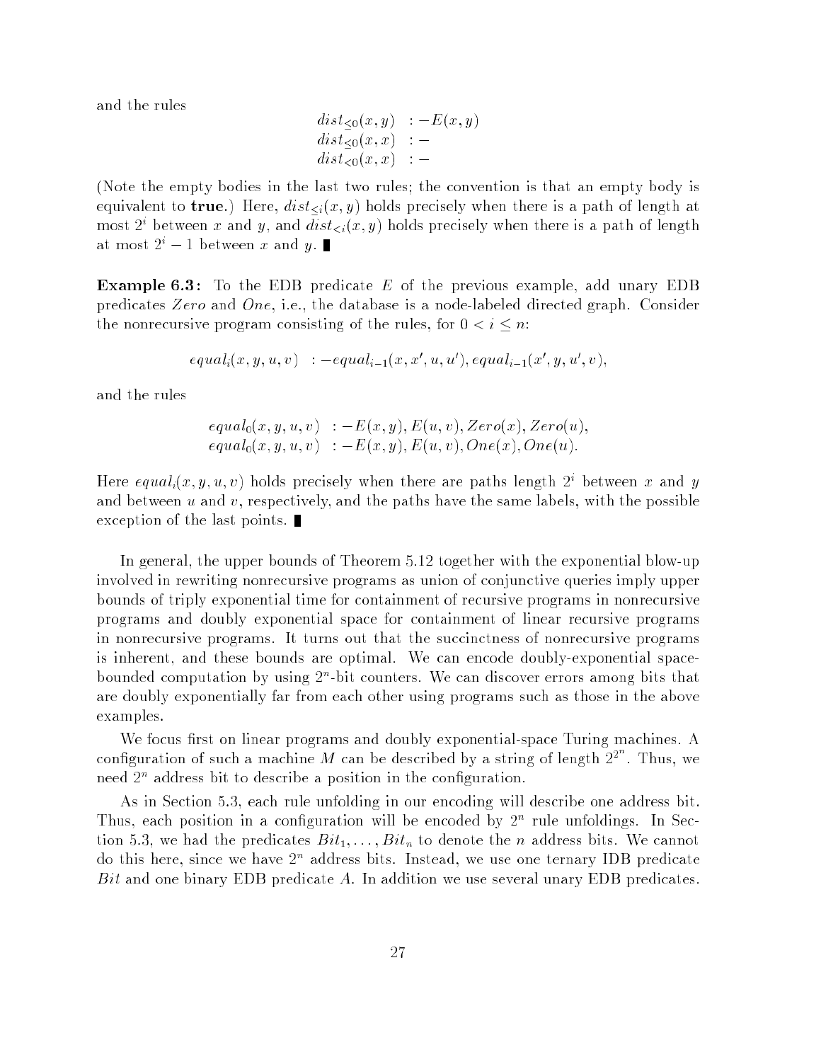and the rules

$$
\begin{aligned}
dist_{\leq 0}(x,y) &\ :- E(x,y) \\
dist_{\leq 0}(x,x) &\ :- \\
dist_{<0}(x,x) &\ :-
\end{aligned}
$$

(Note the empty bodies in the last two rules; the convention is that an empty body is equivalent to **true**.) Here, $dist_{\leq i}(x,y)$ holds precisely when there is a path of length at most $2^i$ between $x$ and $y$, and $dist_{<i}(x,y)$ holds precisely when there is a path of length at most $2^i - 1$ between $x$ and $y$. ∎

**Example 6.3:** To the EDB predicate $E$ of the previous example, add unary EDB predicates $Zero$ and $One$, i.e., the database is a node-labeled directed graph. Consider the nonrecursive program consisting of the rules, for $0 < i \leq n$:

$$
equal_i(x,y,u,v) \ :- equal_{i-1}(x,x',u,u'), equal_{i-1}(x',y,u',v),
$$

and the rules

$$
\begin{aligned}
equal_0(x,y,u,v) &\ :- E(x,y), E(u,v), Zero(x), Zero(u), \\
equal_0(x,y,u,v) &\ :- E(x,y), E(u,v), One(x), One(u).
\end{aligned}
$$

Here $equal_i(x,y,u,v)$ holds precisely when there are paths length $2^i$ between $x$ and $y$ and between $u$ and $v$, respectively, and the paths have the same labels, with the possible exception of the last points. ∎

In general, the upper bounds of Theorem 5.12 together with the exponential blow-up involved in rewriting nonrecursive programs as union of conjunctive queries imply upper bounds of triply exponential time for containment of recursive programs in nonrecursive programs and doubly exponential space for containment of linear recursive programs in nonrecursive programs. It turns out that the succinctness of nonrecursive programs is inherent, and these bounds are optimal. We can encode doubly-exponential space-bounded computation by using $2^n$-bit counters. We can discover errors among bits that are doubly exponentially far from each other using programs such as those in the above examples.

We focus first on linear programs and doubly exponential-space Turing machines. A configuration of such a machine $M$ can be described by a string of length $2^{2^n}$. Thus, we need $2^n$ address bit to describe a position in the configuration.

As in Section 5.3, each rule unfolding in our encoding will describe one address bit. Thus, each position in a configuration will be encoded by $2^n$ rule unfoldings. In Section 5.3, we had the predicates $Bit_1, \ldots, Bit_n$ to denote the $n$ address bits. We cannot do this here, since we have $2^n$ address bits. Instead, we use one ternary IDB predicate $Bit$ and one binary EDB predicate $A$. In addition we use several unary EDB predicates.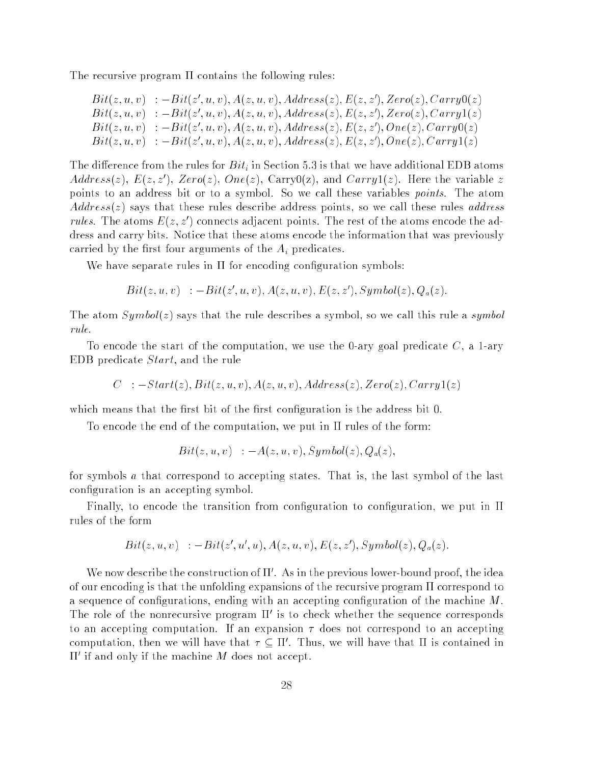The recursive program $\Pi$ contains the following rules:

$$
\begin{aligned}
Bit(z,u,v) &\ :- Bit(z',u,v), A(z,u,v), Address(z), E(z,z'), Zero(z), Carry0(z) \\
Bit(z,u,v) &\ :- Bit(z',u,v), A(z,u,v), Address(z), E(z,z'), Zero(z), Carry1(z) \\
Bit(z,u,v) &\ :- Bit(z',u,v), A(z,u,v), Address(z), E(z,z'), One(z), Carry0(z) \\
Bit(z,u,v) &\ :- Bit(z',u,v), A(z,u,v), Address(z), E(z,z'), One(z), Carry1(z)
\end{aligned}
$$

The difference from the rules for $Bit_i$ in Section 5.3 is that we have additional EDB atoms $Address(z)$, $E(z,z')$, $Zero(z)$, $One(z)$, Carry0(z), and $Carry1(z)$. Here the variable $z$ points to an address bit or to a symbol. So we call these variables *points*. The atom $Address(z)$ says that these rules describe address points, so we call these rules *address rules*. The atoms $E(z,z')$ connects adjacent points. The rest of the atoms encode the address and carry bits. Notice that these atoms encode the information that was previously carried by the first four arguments of the $A_i$ predicates.

We have separate rules in $\Pi$ for encoding configuration symbols:

$$Bit(z,u,v) \ :- Bit(z',u,v), A(z,u,v), E(z,z'), Symbol(z), Q_a(z).$$

The atom $Symbol(z)$ says that the rule describes a symbol, so we call this rule a *symbol rule*.

To encode the start of the computation, we use the 0-ary goal predicate $C$, a 1-ary EDB predicate $Start$, and the rule

$$C \ :- Start(z), Bit(z,u,v), A(z,u,v), Address(z), Zero(z), Carry1(z)$$

which means that the first bit of the first configuration is the address bit 0.

To encode the end of the computation, we put in $\Pi$ rules of the form:

$$Bit(z,u,v) \ :- A(z,u,v), Symbol(z), Q_a(z),$$

for symbols $a$ that correspond to accepting states. That is, the last symbol of the last configuration is an accepting symbol.

Finally, to encode the transition from configuration to configuration, we put in $\Pi$ rules of the form

$$Bit(z,u,v) \ :- Bit(z',u',u), A(z,u,v), E(z,z'), Symbol(z), Q_a(z).$$

We now describe the construction of $\Pi'$. As in the previous lower-bound proof, the idea of our encoding is that the unfolding expansions of the recursive program $\Pi$ correspond to a sequence of configurations, ending with an accepting configuration of the machine $M$. The role of the nonrecursive program $\Pi'$ is to check whether the sequence corresponds to an accepting computation. If an expansion $\tau$ does not correspond to an accepting computation, then we will have that $\tau \subseteq \Pi'$. Thus, we will have that $\Pi$ is contained in $\Pi'$ if and only if the machine $M$ does not accept.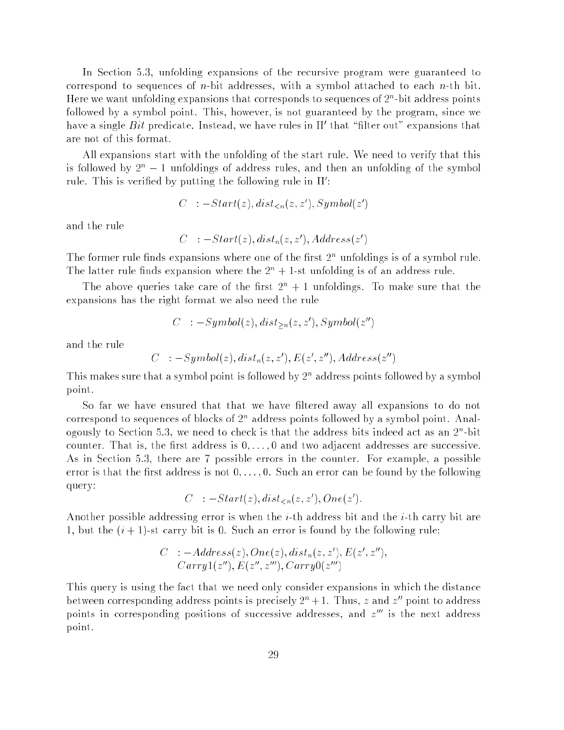In Section 5.3, unfolding expansions of the recursive program were guaranteed to correspond to sequences of $n$-bit addresses, with a symbol attached to each $n$-th bit. Here we want unfolding expansions that corresponds to sequences of $2^n$-bit address points followed by a symbol point. This, however, is not guaranteed by the program, since we have a single $Bit$ predicate. Instead, we have rules in $\Pi'$ that "filter out" expansions that are not of this format.

All expansions start with the unfolding of the start rule. We need to verify that this is followed by $2^n - 1$ unfoldings of address rules, and then an unfolding of the symbol rule. This is verified by putting the following rule in $\Pi'$:

$$C \quad :- Start(z), dist_{<n}(z, z'), Symbol(z')$$

and the rule

$$C \quad :- Start(z), dist_n(z, z'), Address(z')$$

The former rule finds expansions where one of the first $2^n$ unfoldings is of a symbol rule. The latter rule finds expansion where the $2^n + 1$-st unfolding is of an address rule.

The above queries take care of the first $2^n + 1$ unfoldings. To make sure that the expansions has the right format we also need the rule

$$C \quad :- Symbol(z), dist_{\geq n}(z, z'), Symbol(z'')$$

and the rule

$$C \quad :- Symbol(z), dist_n(z, z'), E(z', z''), Address(z'')$$

This makes sure that a symbol point is followed by $2^n$ address points followed by a symbol point.

So far we have ensured that that we have filtered away all expansions to do not correspond to sequences of blocks of $2^n$ address points followed by a symbol point. Analogously to Section 5.3, we need to check is that the address bits indeed act as an $2^n$-bit counter. That is, the first address is $0, \ldots, 0$ and two adjacent addresses are successive. As in Section 5.3, there are 7 possible errors in the counter. For example, a possible error is that the first address is not $0, \ldots, 0$. Such an error can be found by the following query:

$$C \quad :- Start(z), dist_{<n}(z, z'), One(z').$$

Another possible addressing error is when the $i$-th address bit and the $i$-th carry bit are 1, but the $(i + 1)$-st carry bit is 0. Such an error is found by the following rule:

$$\begin{aligned} C \quad :- & Address(z), One(z), dist_n(z, z'), E(z', z''), \\ & Carry1(z''), E(z'', z'''), Carry0(z''') \end{aligned}$$

This query is using the fact that we need only consider expansions in which the distance between corresponding address points is precisely $2^n + 1$. Thus, $z$ and $z''$ point to address points in corresponding positions of successive addresses, and $z'''$ is the next address point.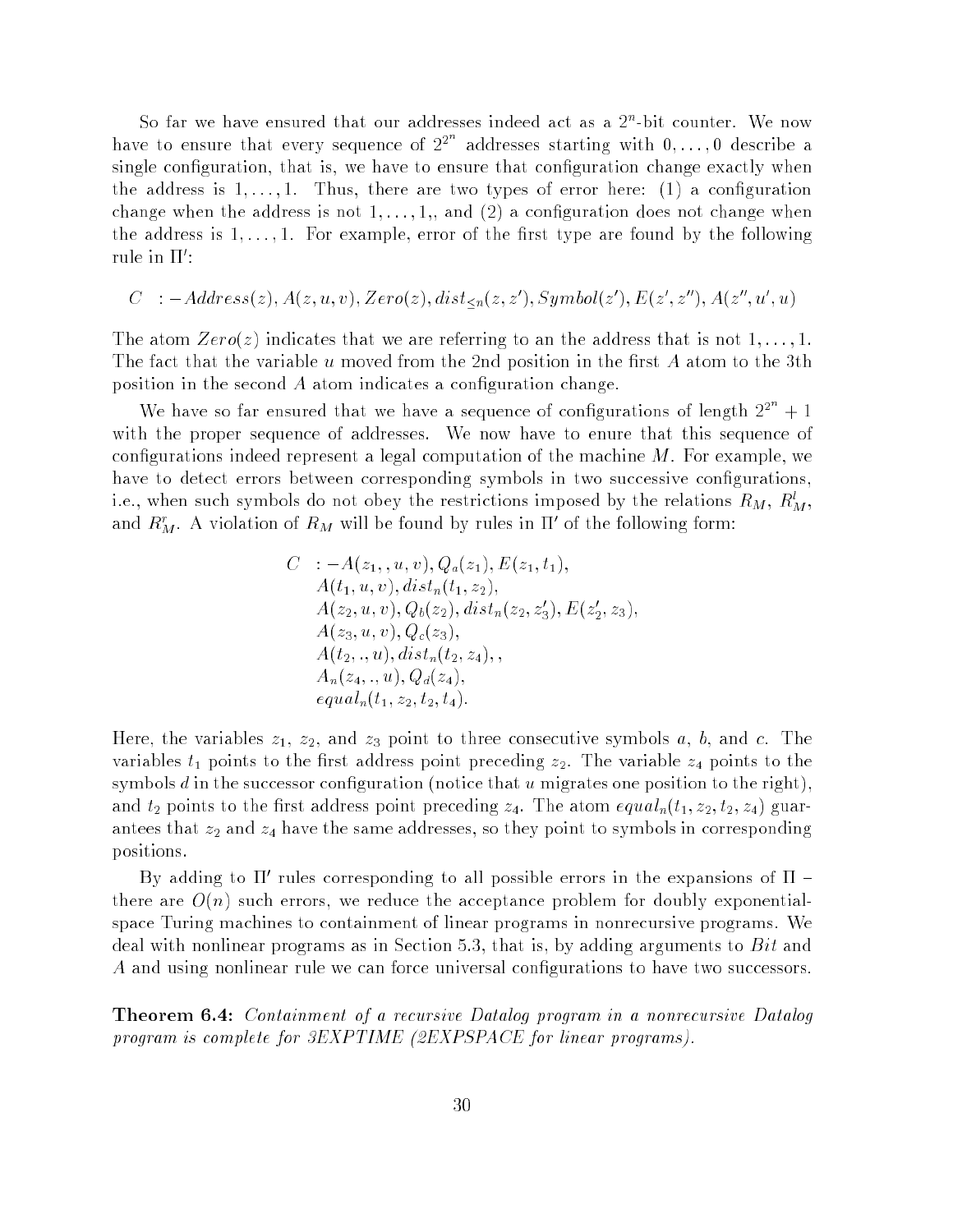So far we have ensured that our addresses indeed act as a $2^n$-bit counter. We now have to ensure that every sequence of $2^{2^n}$ addresses starting with $0, \ldots, 0$ describe a single configuration, that is, we have to ensure that configuration change exactly when the address is $1, \ldots, 1$. Thus, there are two types of error here: (1) a configuration change when the address is not $1, \ldots, 1,$, and (2) a configuration does not change when the address is $1, \ldots, 1$. For example, error of the first type are found by the following rule in $\Pi'$:

$$C \quad :- Address(z), A(z, u, v), Zero(z), dist_{\leq n}(z, z'), Symbol(z'), E(z', z''), A(z'', u', u)$$

The atom $Zero(z)$ indicates that we are referring to an the address that is not $1, \ldots, 1$. The fact that the variable $u$ moved from the 2nd position in the first $A$ atom to the 3th position in the second $A$ atom indicates a configuration change.

We have so far ensured that we have a sequence of configurations of length $2^{2^n} + 1$ with the proper sequence of addresses. We now have to enure that this sequence of configurations indeed represent a legal computation of the machine $M$. For example, we have to detect errors between corresponding symbols in two successive configurations, i.e., when such symbols do not obey the restrictions imposed by the relations $R_M$, $R^l_M$, and $R^r_M$. A violation of $R_M$ will be found by rules in $\Pi'$ of the following form:

$$\begin{aligned}
C \quad :- & A(z_1, , u, v), Q_a(z_1), E(z_1, t_1), \\
& A(t_1, u, v), dist_n(t_1, z_2), \\
& A(z_2, u, v), Q_b(z_2), dist_n(z_2, z'_3), E(z'_2, z_3), \\
& A(z_3, u, v), Q_c(z_3), \\
& A(t_2, ., u), dist_n(t_2, z_4), , \\
& A_n(z_4, ., u), Q_d(z_4), \\
& equal_n(t_1, z_2, t_2, t_4).
\end{aligned}$$

Here, the variables $z_1$, $z_2$, and $z_3$ point to three consecutive symbols $a$, $b$, and $c$. The variables $t_1$ points to the first address point preceding $z_2$. The variable $z_4$ points to the symbols $d$ in the successor configuration (notice that $u$ migrates one position to the right), and $t_2$ points to the first address point preceding $z_4$. The atom $equal_n(t_1, z_2, t_2, z_4)$ guarantees that $z_2$ and $z_4$ have the same addresses, so they point to symbols in corresponding positions.

By adding to $\Pi'$ rules corresponding to all possible errors in the expansions of $\Pi$ – there are $O(n)$ such errors, we reduce the acceptance problem for doubly exponential-space Turing machines to containment of linear programs in nonrecursive programs. We deal with nonlinear programs as in Section 5.3, that is, by adding arguments to $Bit$ and $A$ and using nonlinear rule we can force universal configurations to have two successors.

**Theorem 6.4:** *Containment of a recursive Datalog program in a nonrecursive Datalog program is complete for 3EXPTIME (2EXPSPACE for linear programs).*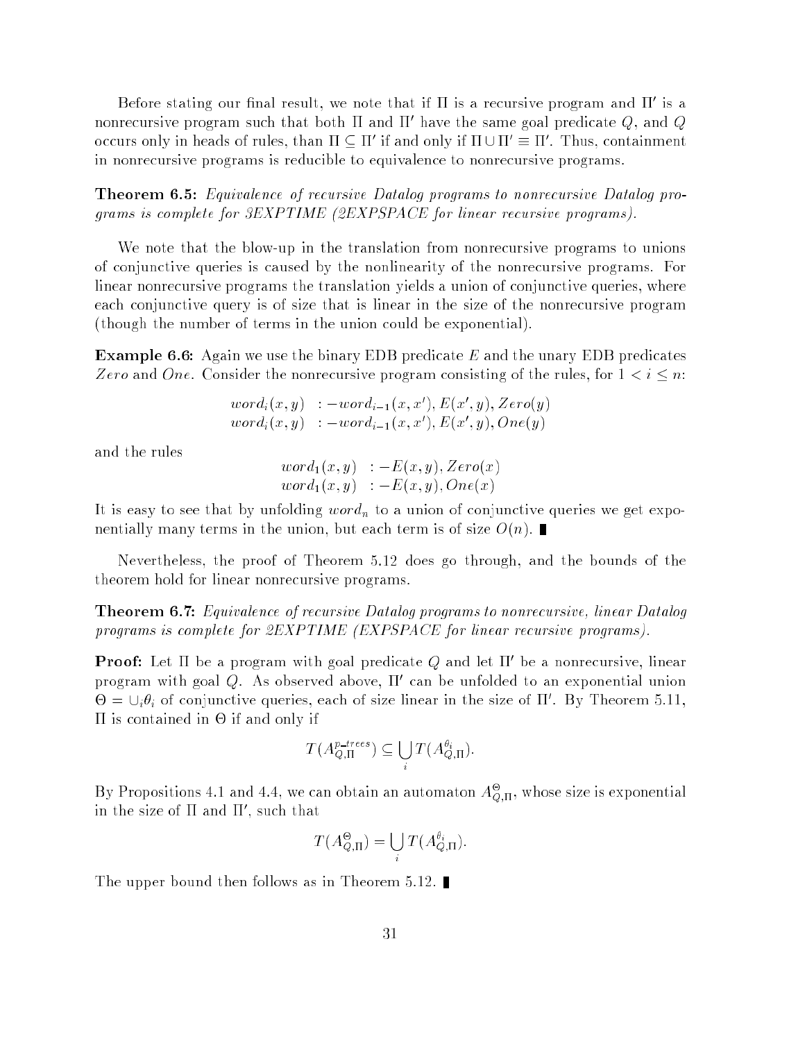Before stating our final result, we note that if $\Pi$ is a recursive program and $\Pi'$ is a nonrecursive program such that both $\Pi$ and $\Pi'$ have the same goal predicate $Q$, and $Q$ occurs only in heads of rules, than $\Pi \subseteq \Pi'$ if and only if $\Pi \cup \Pi' \equiv \Pi'$. Thus, containment in nonrecursive programs is reducible to equivalence to nonrecursive programs.

**Theorem 6.5:** *Equivalence of recursive Datalog programs to nonrecursive Datalog programs is complete for 3EXPTIME (2EXPSPACE for linear recursive programs).*

We note that the blow-up in the translation from nonrecursive programs to unions of conjunctive queries is caused by the nonlinearity of the nonrecursive programs. For linear nonrecursive programs the translation yields a union of conjunctive queries, where each conjunctive query is of size that is linear in the size of the nonrecursive program (though the number of terms in the union could be exponential).

**Example 6.6:** Again we use the binary EDB predicate $E$ and the unary EDB predicates $Zero$ and $One$. Consider the nonrecursive program consisting of the rules, for $1 < i \leq n$:

$$\begin{aligned} word_i(x, y) &\ :- word_{i-1}(x, x'), E(x', y), Zero(y) \\ word_i(x, y) &\ :- word_{i-1}(x, x'), E(x', y), One(y) \end{aligned}$$

and the rules

$$\begin{aligned} word_1(x, y) &\ :- E(x, y), Zero(x) \\ word_1(x, y) &\ :- E(x, y), One(x) \end{aligned}$$

It is easy to see that by unfolding $word_n$ to a union of conjunctive queries we get exponentially many terms in the union, but each term is of size $O(n)$. ∎

Nevertheless, the proof of Theorem 5.12 does go through, and the bounds of the theorem hold for linear nonrecursive programs.

**Theorem 6.7:** *Equivalence of recursive Datalog programs to nonrecursive, linear Datalog programs is complete for 2EXPTIME (EXPSPACE for linear recursive programs).*

**Proof:** Let $\Pi$ be a program with goal predicate $Q$ and let $\Pi'$ be a nonrecursive, linear program with goal $Q$. As observed above, $\Pi'$ can be unfolded to an exponential union $\Theta = \cup_i \theta_i$ of conjunctive queries, each of size linear in the size of $\Pi'$. By Theorem 5.11, $\Pi$ is contained in $\Theta$ if and only if

$$T(A_{Q,\Pi}^{p\_trees}) \subseteq \bigcup_i T(A_{Q,\Pi}^{\theta_i}).$$

By Propositions 4.1 and 4.4, we can obtain an automaton $A_{Q,\Pi}^{\Theta}$, whose size is exponential in the size of $\Pi$ and $\Pi'$, such that

$$T(A_{Q,\Pi}^{\Theta}) = \bigcup_i T(A_{Q,\Pi}^{\theta_i}).$$

The upper bound then follows as in Theorem 5.12. ∎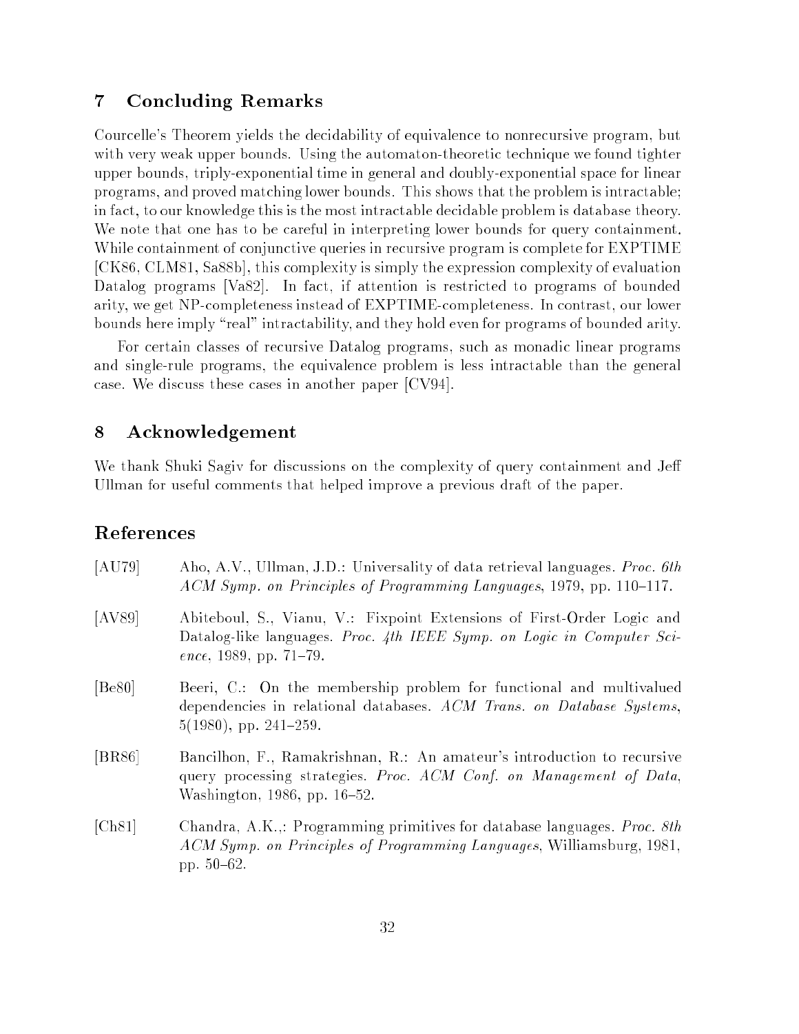## 7 Concluding Remarks

Courcelle's Theorem yields the decidability of equivalence to nonrecursive program, but with very weak upper bounds. Using the automaton-theoretic technique we found tighter upper bounds, triply-exponential time in general and doubly-exponential space for linear programs, and proved matching lower bounds. This shows that the problem is intractable; in fact, to our knowledge this is the most intractable decidable problem is database theory. We note that one has to be careful in interpreting lower bounds for query containment. While containment of conjunctive queries in recursive program is complete for EXPTIME [CK86, CLM81, Sa88b], this complexity is simply the expression complexity of evaluation Datalog programs [Va82]. In fact, if attention is restricted to programs of bounded arity, we get NP-completeness instead of EXPTIME-completeness. In contrast, our lower bounds here imply "real" intractability, and they hold even for programs of bounded arity.

For certain classes of recursive Datalog programs, such as monadic linear programs and single-rule programs, the equivalence problem is less intractable than the general case. We discuss these cases in another paper [CV94].

## 8 Acknowledgement

We thank Shuki Sagiv for discussions on the complexity of query containment and Jeff Ullman for useful comments that helped improve a previous draft of the paper.

## References

[AU79] Aho, A.V., Ullman, J.D.: Universality of data retrieval languages. *Proc. 6th ACM Symp. on Principles of Programming Languages*, 1979, pp. 110–117.

[AV89] Abiteboul, S., Vianu, V.: Fixpoint Extensions of First-Order Logic and Datalog-like languages. *Proc. 4th IEEE Symp. on Logic in Computer Science*, 1989, pp. 71–79.

[Be80] Beeri, C.: On the membership problem for functional and multivalued dependencies in relational databases. *ACM Trans. on Database Systems*, 5(1980), pp. 241–259.

[BR86] Bancilhon, F., Ramakrishnan, R.: An amateur's introduction to recursive query processing strategies. *Proc. ACM Conf. on Management of Data*, Washington, 1986, pp. 16–52.

[Ch81] Chandra, A.K.,: Programming primitives for database languages. *Proc. 8th ACM Symp. on Principles of Programming Languages*, Williamsburg, 1981, pp. 50–62.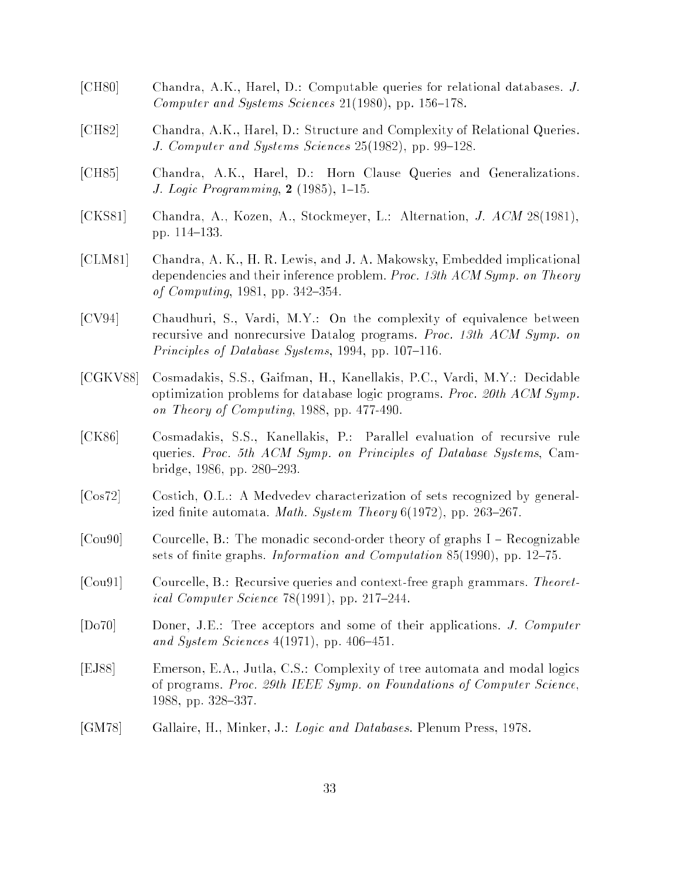[CH80] Chandra, A.K., Harel, D.: Computable queries for relational databases. *J. Computer and Systems Sciences* 21(1980), pp. 156–178.

[CH82] Chandra, A.K., Harel, D.: Structure and Complexity of Relational Queries. *J. Computer and Systems Sciences* 25(1982), pp. 99–128.

[CH85] Chandra, A.K., Harel, D.: Horn Clause Queries and Generalizations. *J. Logic Programming*, **2** (1985), 1–15.

[CKS81] Chandra, A., Kozen, A., Stockmeyer, L.: Alternation, *J. ACM* 28(1981), pp. 114–133.

[CLM81] Chandra, A. K., H. R. Lewis, and J. A. Makowsky, Embedded implicational dependencies and their inference problem. *Proc. 13th ACM Symp. on Theory of Computing*, 1981, pp. 342–354.

[CV94] Chaudhuri, S., Vardi, M.Y.: On the complexity of equivalence between recursive and nonrecursive Datalog programs. *Proc. 13th ACM Symp. on Principles of Database Systems*, 1994, pp. 107–116.

[CGKV88] Cosmadakis, S.S., Gaifman, H., Kanellakis, P.C., Vardi, M.Y.: Decidable optimization problems for database logic programs. *Proc. 20th ACM Symp. on Theory of Computing*, 1988, pp. 477-490.

[CK86] Cosmadakis, S.S., Kanellakis, P.: Parallel evaluation of recursive rule queries. *Proc. 5th ACM Symp. on Principles of Database Systems*, Cambridge, 1986, pp. 280–293.

[Cos72] Costich, O.L.: A Medvedev characterization of sets recognized by generalized finite automata. *Math. System Theory* 6(1972), pp. 263–267.

[Cou90] Courcelle, B.: The monadic second-order theory of graphs I – Recognizable sets of finite graphs. *Information and Computation* 85(1990), pp. 12–75.

[Cou91] Courcelle, B.: Recursive queries and context-free graph grammars. *Theoretical Computer Science* 78(1991), pp. 217–244.

[Do70] Doner, J.E.: Tree acceptors and some of their applications. *J. Computer and System Sciences* 4(1971), pp. 406–451.

[EJ88] Emerson, E.A., Jutla, C.S.: Complexity of tree automata and modal logics of programs. *Proc. 29th IEEE Symp. on Foundations of Computer Science*, 1988, pp. 328–337.

[GM78] Gallaire, H., Minker, J.: *Logic and Databases*. Plenum Press, 1978.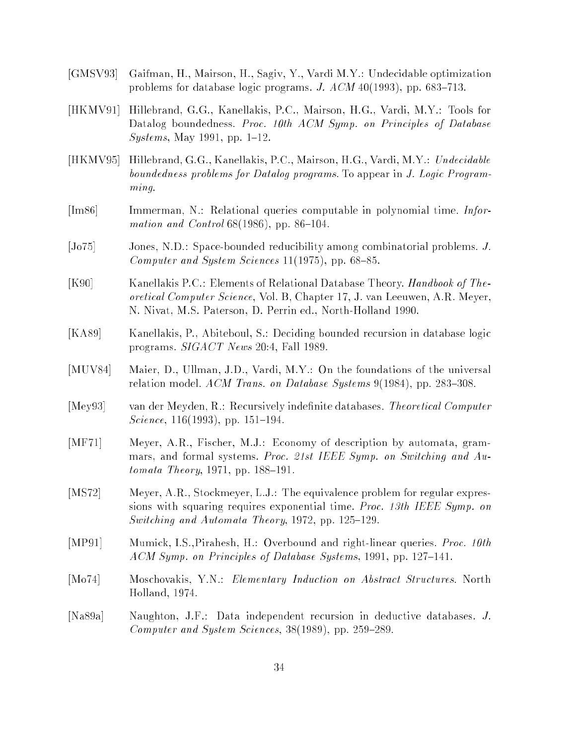[GMSV93] Gaifman, H., Mairson, H., Sagiv, Y., Vardi M.Y.: Undecidable optimization problems for database logic programs. *J. ACM* 40(1993), pp. 683–713.

[HKMV91] Hillebrand, G.G., Kanellakis, P.C., Mairson, H.G., Vardi, M.Y.: Tools for Datalog boundedness. *Proc. 10th ACM Symp. on Principles of Database Systems*, May 1991, pp. 1–12.

[HKMV95] Hillebrand, G.G., Kanellakis, P.C., Mairson, H.G., Vardi, M.Y.: *Undecidable boundedness problems for Datalog programs.* To appear in *J. Logic Programming.*

[Im86] Immerman, N.: Relational queries computable in polynomial time. *Information and Control* 68(1986), pp. 86–104.

[Jo75] Jones, N.D.: Space-bounded reducibility among combinatorial problems. *J. Computer and System Sciences* 11(1975), pp. 68–85.

[K90] Kanellakis P.C.: Elements of Relational Database Theory. *Handbook of Theoretical Computer Science*, Vol. B, Chapter 17, J. van Leeuwen, A.R. Meyer, N. Nivat, M.S. Paterson, D. Perrin ed., North-Holland 1990.

[KA89] Kanellakis, P., Abiteboul, S.: Deciding bounded recursion in database logic programs. *SIGACT News* 20:4, Fall 1989.

[MUV84] Maier, D., Ullman, J.D., Vardi, M.Y.: On the foundations of the universal relation model. *ACM Trans. on Database Systems* 9(1984), pp. 283–308.

[Mey93] van der Meyden, R.: Recursively indefinite databases. *Theoretical Computer Science*, 116(1993), pp. 151–194.

[MF71] Meyer, A.R., Fischer, M.J.: Economy of description by automata, grammars, and formal systems. *Proc. 21st IEEE Symp. on Switching and Automata Theory*, 1971, pp. 188–191.

[MS72] Meyer, A.R., Stockmeyer, L.J.: The equivalence problem for regular expressions with squaring requires exponential time. *Proc. 13th IEEE Symp. on Switching and Automata Theory*, 1972, pp. 125–129.

[MP91] Mumick, I.S.,Pirahesh, H.: Overbound and right-linear queries. *Proc. 10th ACM Symp. on Principles of Database Systems*, 1991, pp. 127–141.

[Mo74] Moschovakis, Y.N.: *Elementary Induction on Abstract Structures*. North Holland, 1974.

[Na89a] Naughton, J.F.: Data independent recursion in deductive databases. *J. Computer and System Sciences*, 38(1989), pp. 259–289.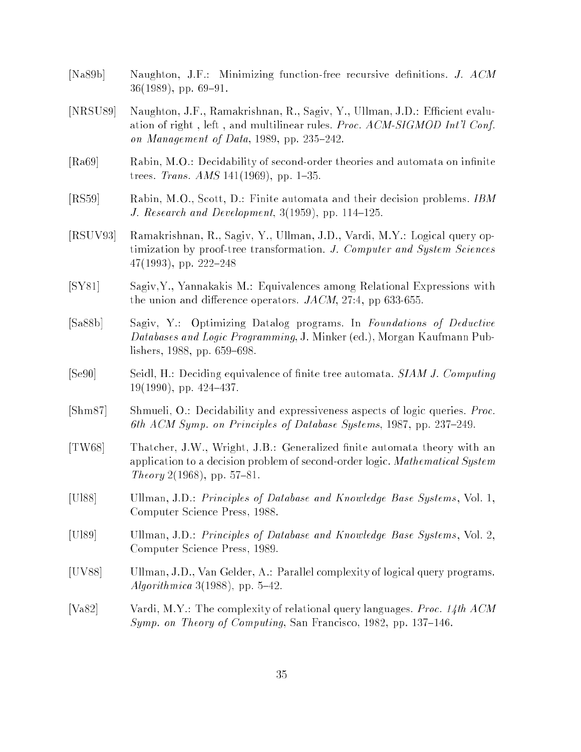[Na89b] Naughton, J.F.: Minimizing function-free recursive definitions. *J. ACM* 36(1989), pp. 69–91.

[NRSU89] Naughton, J.F., Ramakrishnan, R., Sagiv, Y., Ullman, J.D.: Efficient evaluation of right , left , and multilinear rules. *Proc. ACM-SIGMOD Int'l Conf. on Management of Data*, 1989, pp. 235–242.

[Ra69] Rabin, M.O.: Decidability of second-order theories and automata on infinite trees. *Trans. AMS* 141(1969), pp. 1–35.

[RS59] Rabin, M.O., Scott, D.: Finite automata and their decision problems. *IBM J. Research and Development*, 3(1959), pp. 114–125.

[RSUV93] Ramakrishnan, R., Sagiv, Y., Ullman, J.D., Vardi, M.Y.: Logical query optimization by proof-tree transformation. *J. Computer and System Sciences* 47(1993), pp. 222–248

[SY81] Sagiv,Y., Yannakakis M.: Equivalences among Relational Expressions with the union and difference operators. *JACM*, 27:4, pp 633-655.

[Sa88b] Sagiv, Y.: Optimizing Datalog programs. In *Foundations of Deductive Databases and Logic Programming*, J. Minker (ed.), Morgan Kaufmann Publishers, 1988, pp. 659–698.

[Se90] Seidl, H.: Deciding equivalence of finite tree automata. *SIAM J. Computing* 19(1990), pp. 424–437.

[Shm87] Shmueli, O.: Decidability and expressiveness aspects of logic queries. *Proc. 6th ACM Symp. on Principles of Database Systems*, 1987, pp. 237–249.

[TW68] Thatcher, J.W., Wright, J.B.: Generalized finite automata theory with an application to a decision problem of second-order logic. *Mathematical System Theory* 2(1968), pp. 57–81.

[Ul88] Ullman, J.D.: *Principles of Database and Knowledge Base Systems*, Vol. 1, Computer Science Press, 1988.

[Ul89] Ullman, J.D.: *Principles of Database and Knowledge Base Systems*, Vol. 2, Computer Science Press, 1989.

[UV88] Ullman, J.D., Van Gelder, A.: Parallel complexity of logical query programs. *Algorithmica* 3(1988), pp. 5–42.

[Va82] Vardi, M.Y.: The complexity of relational query languages. *Proc. 14th ACM Symp. on Theory of Computing*, San Francisco, 1982, pp. 137–146.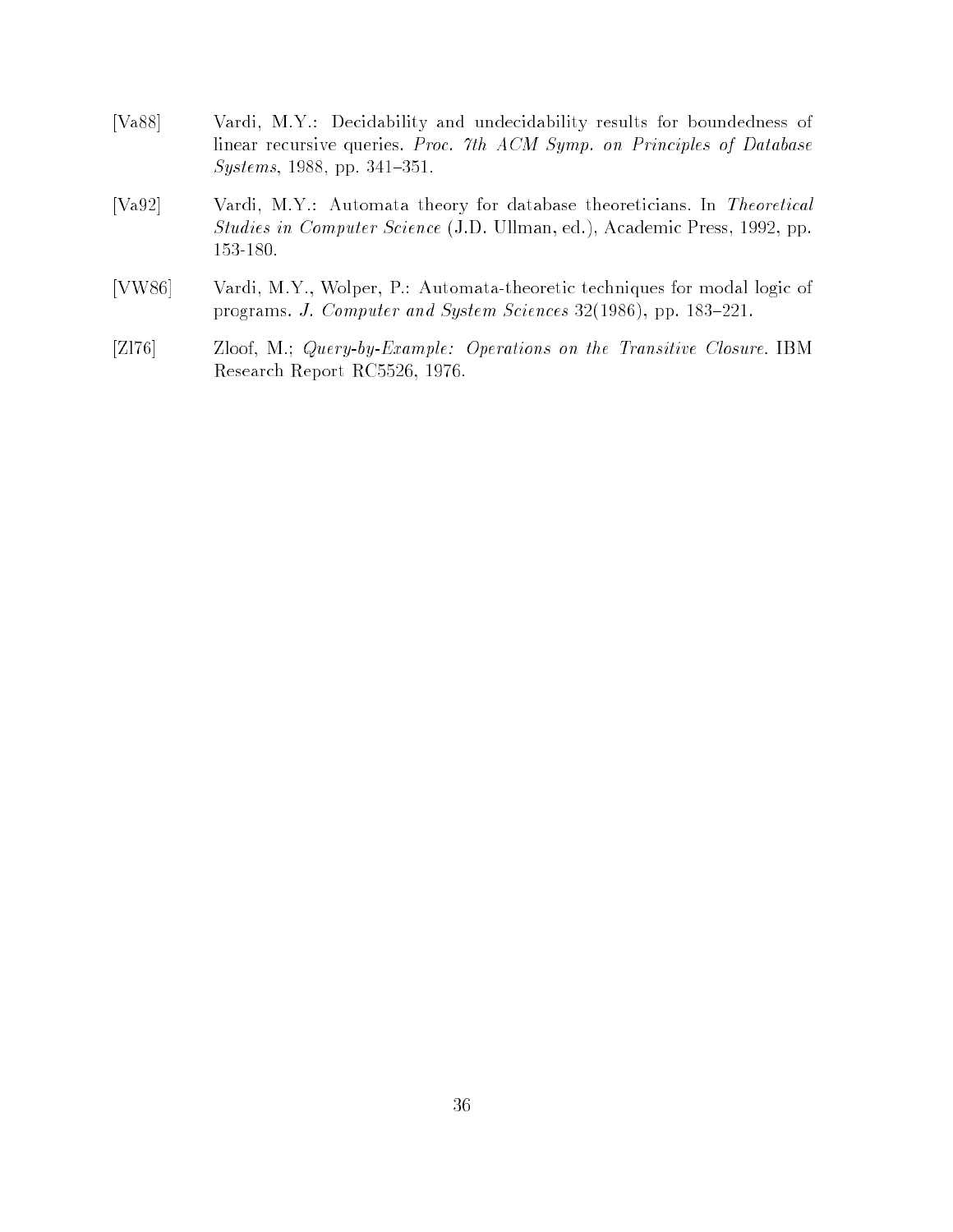[Va88] Vardi, M.Y.: Decidability and undecidability results for boundedness of linear recursive queries. *Proc. 7th ACM Symp. on Principles of Database Systems*, 1988, pp. 341–351.

[Va92] Vardi, M.Y.: Automata theory for database theoreticians. In *Theoretical Studies in Computer Science* (J.D. Ullman, ed.), Academic Press, 1992, pp. 153-180.

[VW86] Vardi, M.Y., Wolper, P.: Automata-theoretic techniques for modal logic of programs. *J. Computer and System Sciences* 32(1986), pp. 183–221.

[Zl76] Zloof, M.; *Query-by-Example: Operations on the Transitive Closure*. IBM Research Report RC5526, 1976.